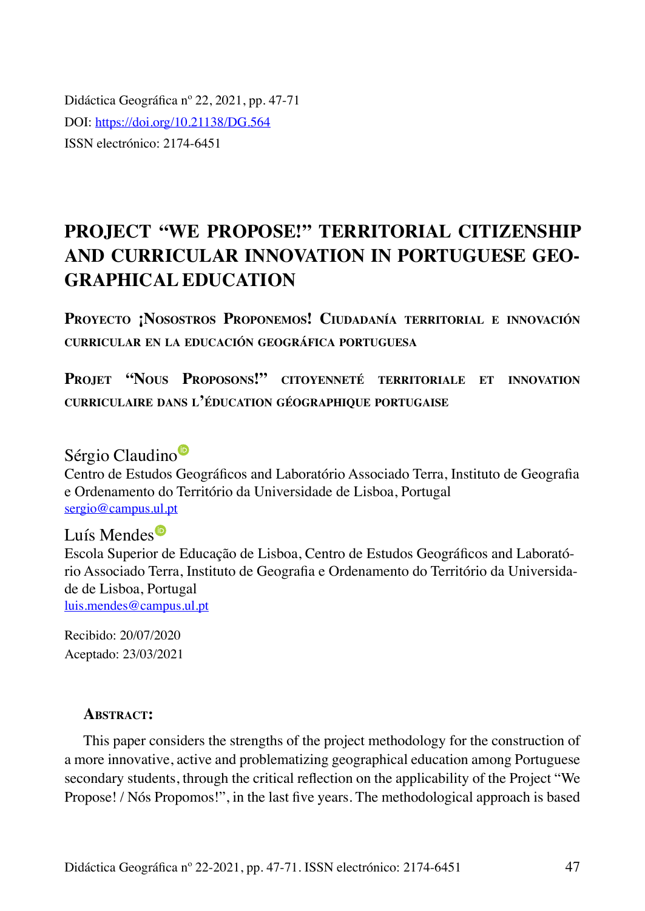Didáctica Geográfica nº 22, 2021, pp. 47-71
DOI: https://doi.org/10.21138/DG.564
ISSN electrónico: 2174-6451

# PROJECT "WE PROPOSE!" TERRITORIAL CITIZENSHIP AND CURRICULAR INNOVATION IN PORTUGUESE GEOGRAPHICAL EDUCATION

## Proyecto ¡Nosostros Proponemos! Ciudadanía territorial e innovación curricular en la educación geográfica portuguesa

## Projet "Nous Proposons!" citoyenneté territoriale et innovation curriculaire dans l'éducation géographique portugaise

Sérgio Claudino
Centro de Estudos Geográficos and Laboratório Associado Terra, Instituto de Geografia e Ordenamento do Território da Universidade de Lisboa, Portugal
sergio@campus.ul.pt

Luís Mendes
Escola Superior de Educação de Lisboa, Centro de Estudos Geográficos and Laboratório Associado Terra, Instituto de Geografia e Ordenamento do Território da Universidade de Lisboa, Portugal
luis.mendes@campus.ul.pt

Recibido: 20/07/2020
Aceptado: 23/03/2021

**Abstract:**

This paper considers the strengths of the project methodology for the construction of a more innovative, active and problematizing geographical education among Portuguese secondary students, through the critical reflection on the applicability of the Project "We Propose! / Nós Propomos!", in the last five years. The methodological approach is based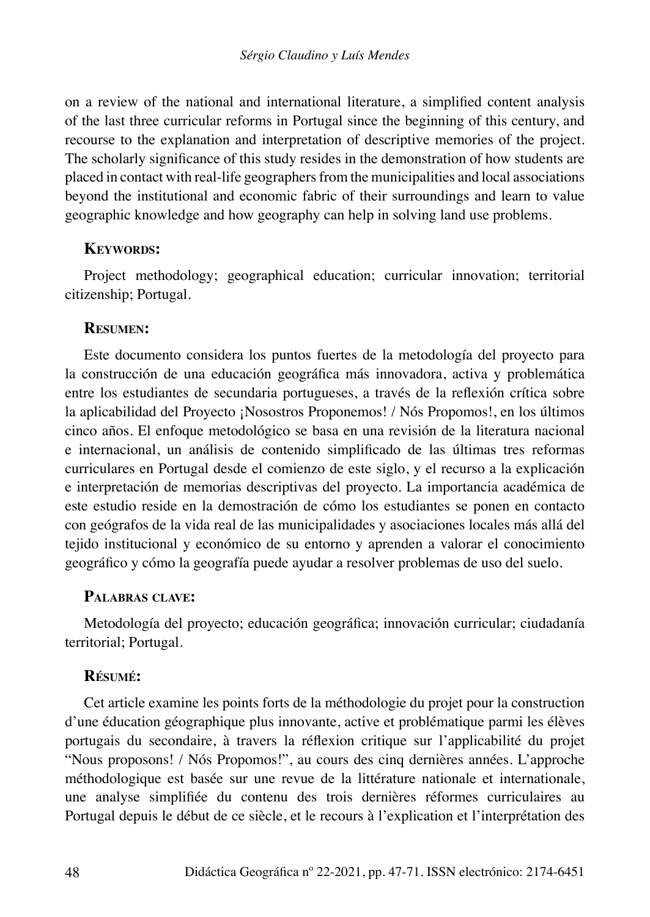on a review of the national and international literature, a simplified content analysis of the last three curricular reforms in Portugal since the beginning of this century, and recourse to the explanation and interpretation of descriptive memories of the project. The scholarly significance of this study resides in the demonstration of how students are placed in contact with real-life geographers from the municipalities and local associations beyond the institutional and economic fabric of their surroundings and learn to value geographic knowledge and how geography can help in solving land use problems.

### Keywords:

Project methodology; geographical education; curricular innovation; territorial citizenship; Portugal.

### Resumen:

Este documento considera los puntos fuertes de la metodología del proyecto para la construcción de una educación geográfica más innovadora, activa y problemática entre los estudiantes de secundaria portugueses, a través de la reflexión crítica sobre la aplicabilidad del Proyecto ¡Nosostros Proponemos! / Nós Propomos!, en los últimos cinco años. El enfoque metodológico se basa en una revisión de la literatura nacional e internacional, un análisis de contenido simplificado de las últimas tres reformas curriculares en Portugal desde el comienzo de este siglo, y el recurso a la explicación e interpretación de memorias descriptivas del proyecto. La importancia académica de este estudio reside en la demostración de cómo los estudiantes se ponen en contacto con geógrafos de la vida real de las municipalidades y asociaciones locales más allá del tejido institucional y económico de su entorno y aprenden a valorar el conocimiento geográfico y cómo la geografía puede ayudar a resolver problemas de uso del suelo.

### Palabras clave:

Metodología del proyecto; educación geográfica; innovación curricular; ciudadanía territorial; Portugal.

### Résumé:

Cet article examine les points forts de la méthodologie du projet pour la construction d'une éducation géographique plus innovante, active et problématique parmi les élèves portugais du secondaire, à travers la réflexion critique sur l'applicabilité du projet "Nous proposons! / Nós Propomos!", au cours des cinq dernières années. L'approche méthodologique est basée sur une revue de la littérature nationale et internationale, une analyse simplifiée du contenu des trois dernières réformes curriculaires au Portugal depuis le début de ce siècle, et le recours à l'explication et l'interprétation des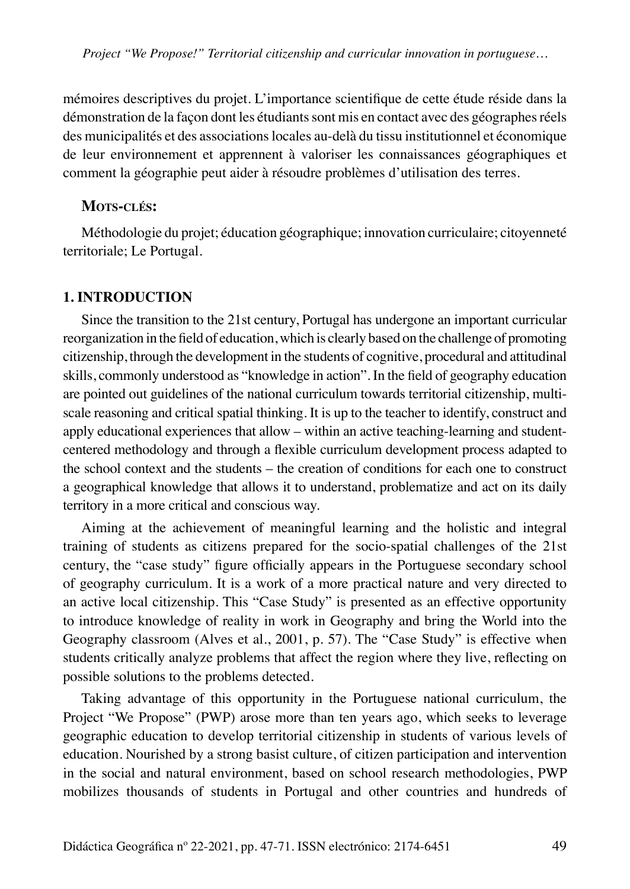mémoires descriptives du projet. L'importance scientifique de cette étude réside dans la démonstration de la façon dont les étudiants sont mis en contact avec des géographes réels des municipalités et des associations locales au-delà du tissu institutionnel et économique de leur environnement et apprennent à valoriser les connaissances géographiques et comment la géographie peut aider à résoudre problèmes d'utilisation des terres.

**Mots-clés:**

Méthodologie du projet; éducation géographique; innovation curriculaire; citoyenneté territoriale; Le Portugal.

## 1. INTRODUCTION

Since the transition to the 21st century, Portugal has undergone an important curricular reorganization in the field of education, which is clearly based on the challenge of promoting citizenship, through the development in the students of cognitive, procedural and attitudinal skills, commonly understood as "knowledge in action". In the field of geography education are pointed out guidelines of the national curriculum towards territorial citizenship, multi-scale reasoning and critical spatial thinking. It is up to the teacher to identify, construct and apply educational experiences that allow – within an active teaching-learning and student-centered methodology and through a flexible curriculum development process adapted to the school context and the students – the creation of conditions for each one to construct a geographical knowledge that allows it to understand, problematize and act on its daily territory in a more critical and conscious way.

Aiming at the achievement of meaningful learning and the holistic and integral training of students as citizens prepared for the socio-spatial challenges of the 21st century, the "case study" figure officially appears in the Portuguese secondary school of geography curriculum. It is a work of a more practical nature and very directed to an active local citizenship. This "Case Study" is presented as an effective opportunity to introduce knowledge of reality in work in Geography and bring the World into the Geography classroom (Alves et al., 2001, p. 57). The "Case Study" is effective when students critically analyze problems that affect the region where they live, reflecting on possible solutions to the problems detected.

Taking advantage of this opportunity in the Portuguese national curriculum, the Project "We Propose" (PWP) arose more than ten years ago, which seeks to leverage geographic education to develop territorial citizenship in students of various levels of education. Nourished by a strong basist culture, of citizen participation and intervention in the social and natural environment, based on school research methodologies, PWP mobilizes thousands of students in Portugal and other countries and hundreds of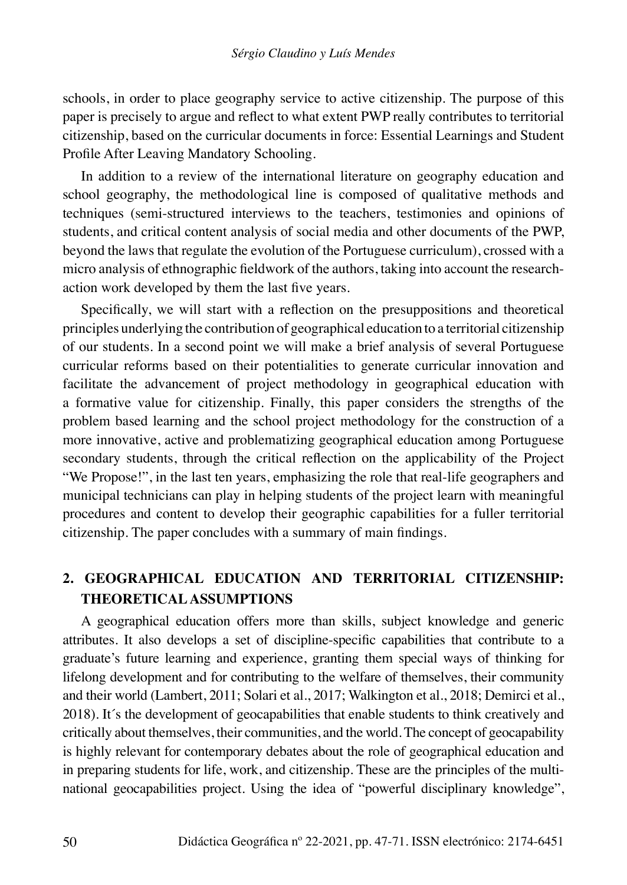schools, in order to place geography service to active citizenship. The purpose of this paper is precisely to argue and reflect to what extent PWP really contributes to territorial citizenship, based on the curricular documents in force: Essential Learnings and Student Profile After Leaving Mandatory Schooling.

In addition to a review of the international literature on geography education and school geography, the methodological line is composed of qualitative methods and techniques (semi-structured interviews to the teachers, testimonies and opinions of students, and critical content analysis of social media and other documents of the PWP, beyond the laws that regulate the evolution of the Portuguese curriculum), crossed with a micro analysis of ethnographic fieldwork of the authors, taking into account the research-action work developed by them the last five years.

Specifically, we will start with a reflection on the presuppositions and theoretical principles underlying the contribution of geographical education to a territorial citizenship of our students. In a second point we will make a brief analysis of several Portuguese curricular reforms based on their potentialities to generate curricular innovation and facilitate the advancement of project methodology in geographical education with a formative value for citizenship. Finally, this paper considers the strengths of the problem based learning and the school project methodology for the construction of a more innovative, active and problematizing geographical education among Portuguese secondary students, through the critical reflection on the applicability of the Project "We Propose!", in the last ten years, emphasizing the role that real-life geographers and municipal technicians can play in helping students of the project learn with meaningful procedures and content to develop their geographic capabilities for a fuller territorial citizenship. The paper concludes with a summary of main findings.

## 2. GEOGRAPHICAL EDUCATION AND TERRITORIAL CITIZENSHIP: THEORETICAL ASSUMPTIONS

A geographical education offers more than skills, subject knowledge and generic attributes. It also develops a set of discipline-specific capabilities that contribute to a graduate's future learning and experience, granting them special ways of thinking for lifelong development and for contributing to the welfare of themselves, their community and their world (Lambert, 2011; Solari et al., 2017; Walkington et al., 2018; Demirci et al., 2018). It´s the development of geocapabilities that enable students to think creatively and critically about themselves, their communities, and the world. The concept of geocapability is highly relevant for contemporary debates about the role of geographical education and in preparing students for life, work, and citizenship. These are the principles of the multi-national geocapabilities project. Using the idea of "powerful disciplinary knowledge",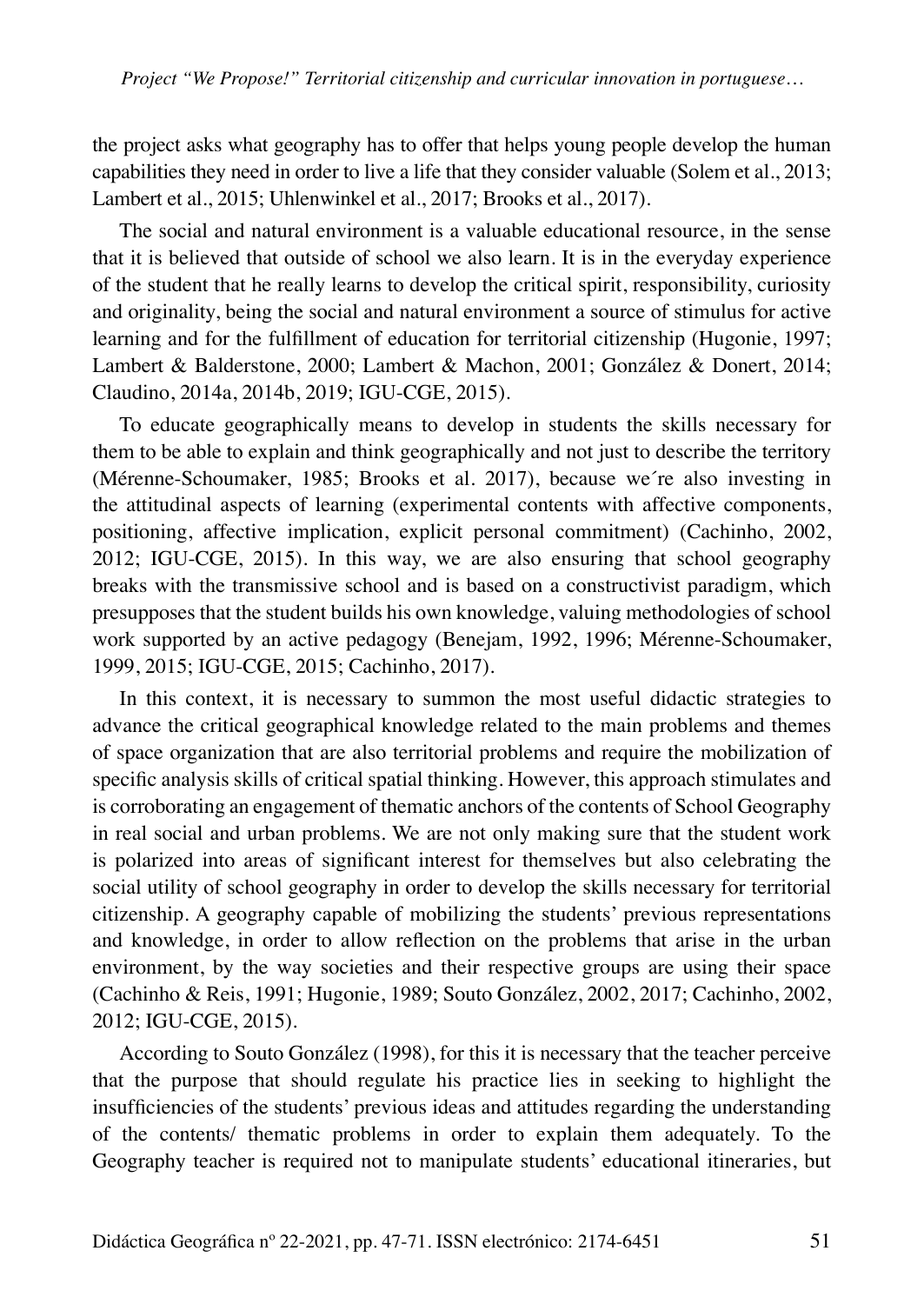the project asks what geography has to offer that helps young people develop the human capabilities they need in order to live a life that they consider valuable (Solem et al., 2013; Lambert et al., 2015; Uhlenwinkel et al., 2017; Brooks et al., 2017).

The social and natural environment is a valuable educational resource, in the sense that it is believed that outside of school we also learn. It is in the everyday experience of the student that he really learns to develop the critical spirit, responsibility, curiosity and originality, being the social and natural environment a source of stimulus for active learning and for the fulfillment of education for territorial citizenship (Hugonie, 1997; Lambert & Balderstone, 2000; Lambert & Machon, 2001; González & Donert, 2014; Claudino, 2014a, 2014b, 2019; IGU-CGE, 2015).

To educate geographically means to develop in students the skills necessary for them to be able to explain and think geographically and not just to describe the territory (Mérenne-Schoumaker, 1985; Brooks et al. 2017), because we´re also investing in the attitudinal aspects of learning (experimental contents with affective components, positioning, affective implication, explicit personal commitment) (Cachinho, 2002, 2012; IGU-CGE, 2015). In this way, we are also ensuring that school geography breaks with the transmissive school and is based on a constructivist paradigm, which presupposes that the student builds his own knowledge, valuing methodologies of school work supported by an active pedagogy (Benejam, 1992, 1996; Mérenne-Schoumaker, 1999, 2015; IGU-CGE, 2015; Cachinho, 2017).

In this context, it is necessary to summon the most useful didactic strategies to advance the critical geographical knowledge related to the main problems and themes of space organization that are also territorial problems and require the mobilization of specific analysis skills of critical spatial thinking. However, this approach stimulates and is corroborating an engagement of thematic anchors of the contents of School Geography in real social and urban problems. We are not only making sure that the student work is polarized into areas of significant interest for themselves but also celebrating the social utility of school geography in order to develop the skills necessary for territorial citizenship. A geography capable of mobilizing the students' previous representations and knowledge, in order to allow reflection on the problems that arise in the urban environment, by the way societies and their respective groups are using their space (Cachinho & Reis, 1991; Hugonie, 1989; Souto González, 2002, 2017; Cachinho, 2002, 2012; IGU-CGE, 2015).

According to Souto González (1998), for this it is necessary that the teacher perceive that the purpose that should regulate his practice lies in seeking to highlight the insufficiencies of the students' previous ideas and attitudes regarding the understanding of the contents/ thematic problems in order to explain them adequately. To the Geography teacher is required not to manipulate students' educational itineraries, but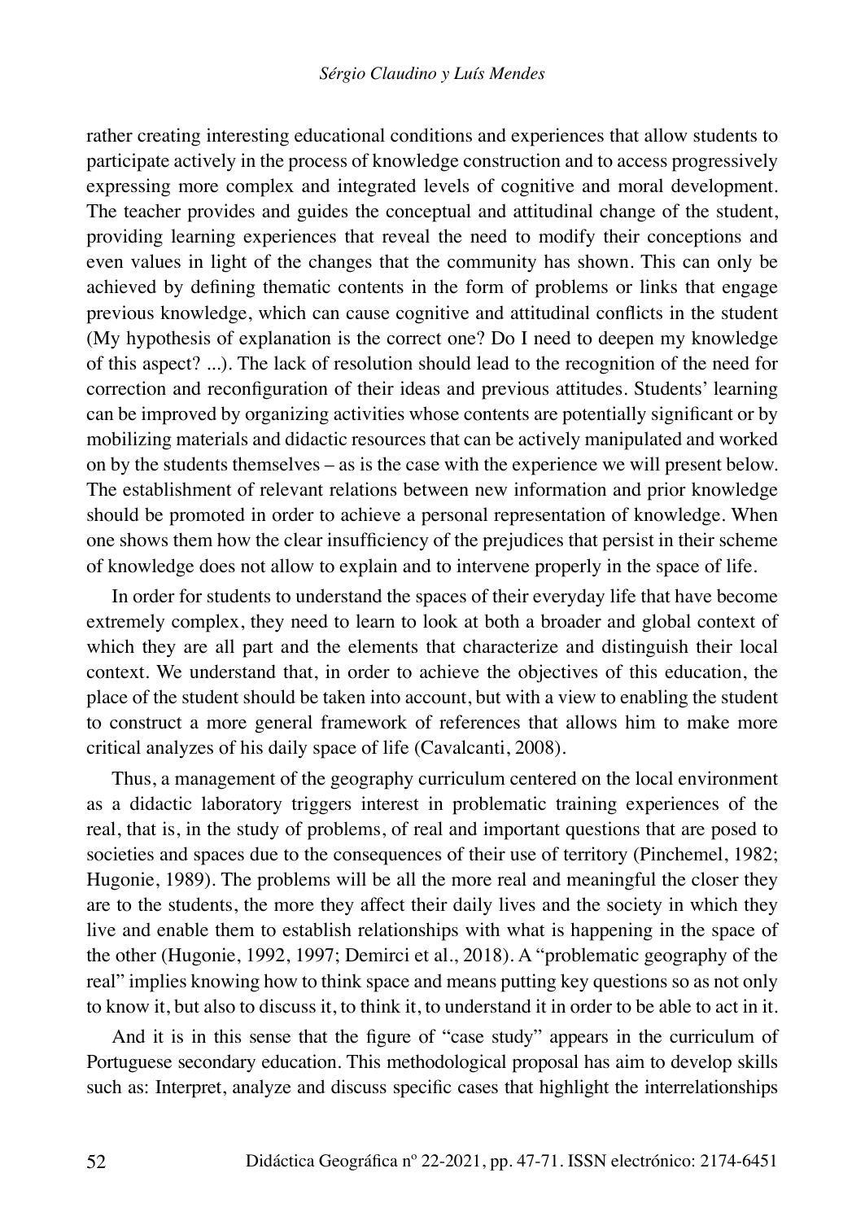rather creating interesting educational conditions and experiences that allow students to participate actively in the process of knowledge construction and to access progressively expressing more complex and integrated levels of cognitive and moral development. The teacher provides and guides the conceptual and attitudinal change of the student, providing learning experiences that reveal the need to modify their conceptions and even values in light of the changes that the community has shown. This can only be achieved by defining thematic contents in the form of problems or links that engage previous knowledge, which can cause cognitive and attitudinal conflicts in the student (My hypothesis of explanation is the correct one? Do I need to deepen my knowledge of this aspect? ...). The lack of resolution should lead to the recognition of the need for correction and reconfiguration of their ideas and previous attitudes. Students' learning can be improved by organizing activities whose contents are potentially significant or by mobilizing materials and didactic resources that can be actively manipulated and worked on by the students themselves – as is the case with the experience we will present below. The establishment of relevant relations between new information and prior knowledge should be promoted in order to achieve a personal representation of knowledge. When one shows them how the clear insufficiency of the prejudices that persist in their scheme of knowledge does not allow to explain and to intervene properly in the space of life.

In order for students to understand the spaces of their everyday life that have become extremely complex, they need to learn to look at both a broader and global context of which they are all part and the elements that characterize and distinguish their local context. We understand that, in order to achieve the objectives of this education, the place of the student should be taken into account, but with a view to enabling the student to construct a more general framework of references that allows him to make more critical analyzes of his daily space of life (Cavalcanti, 2008).

Thus, a management of the geography curriculum centered on the local environment as a didactic laboratory triggers interest in problematic training experiences of the real, that is, in the study of problems, of real and important questions that are posed to societies and spaces due to the consequences of their use of territory (Pinchemel, 1982; Hugonie, 1989). The problems will be all the more real and meaningful the closer they are to the students, the more they affect their daily lives and the society in which they live and enable them to establish relationships with what is happening in the space of the other (Hugonie, 1992, 1997; Demirci et al., 2018). A "problematic geography of the real" implies knowing how to think space and means putting key questions so as not only to know it, but also to discuss it, to think it, to understand it in order to be able to act in it.

And it is in this sense that the figure of "case study" appears in the curriculum of Portuguese secondary education. This methodological proposal has aim to develop skills such as: Interpret, analyze and discuss specific cases that highlight the interrelationships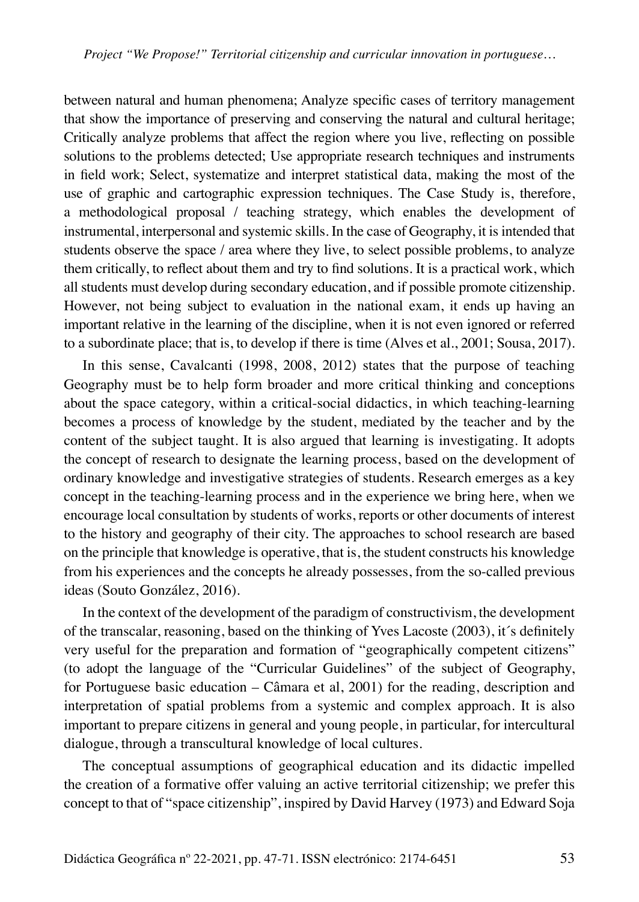between natural and human phenomena; Analyze specific cases of territory management that show the importance of preserving and conserving the natural and cultural heritage; Critically analyze problems that affect the region where you live, reflecting on possible solutions to the problems detected; Use appropriate research techniques and instruments in field work; Select, systematize and interpret statistical data, making the most of the use of graphic and cartographic expression techniques. The Case Study is, therefore, a methodological proposal / teaching strategy, which enables the development of instrumental, interpersonal and systemic skills. In the case of Geography, it is intended that students observe the space / area where they live, to select possible problems, to analyze them critically, to reflect about them and try to find solutions. It is a practical work, which all students must develop during secondary education, and if possible promote citizenship. However, not being subject to evaluation in the national exam, it ends up having an important relative in the learning of the discipline, when it is not even ignored or referred to a subordinate place; that is, to develop if there is time (Alves et al., 2001; Sousa, 2017).

In this sense, Cavalcanti (1998, 2008, 2012) states that the purpose of teaching Geography must be to help form broader and more critical thinking and conceptions about the space category, within a critical-social didactics, in which teaching-learning becomes a process of knowledge by the student, mediated by the teacher and by the content of the subject taught. It is also argued that learning is investigating. It adopts the concept of research to designate the learning process, based on the development of ordinary knowledge and investigative strategies of students. Research emerges as a key concept in the teaching-learning process and in the experience we bring here, when we encourage local consultation by students of works, reports or other documents of interest to the history and geography of their city. The approaches to school research are based on the principle that knowledge is operative, that is, the student constructs his knowledge from his experiences and the concepts he already possesses, from the so-called previous ideas (Souto González, 2016).

In the context of the development of the paradigm of constructivism, the development of the transcalar, reasoning, based on the thinking of Yves Lacoste (2003), it´s definitely very useful for the preparation and formation of "geographically competent citizens" (to adopt the language of the "Curricular Guidelines" of the subject of Geography, for Portuguese basic education – Câmara et al, 2001) for the reading, description and interpretation of spatial problems from a systemic and complex approach. It is also important to prepare citizens in general and young people, in particular, for intercultural dialogue, through a transcultural knowledge of local cultures.

The conceptual assumptions of geographical education and its didactic impelled the creation of a formative offer valuing an active territorial citizenship; we prefer this concept to that of "space citizenship", inspired by David Harvey (1973) and Edward Soja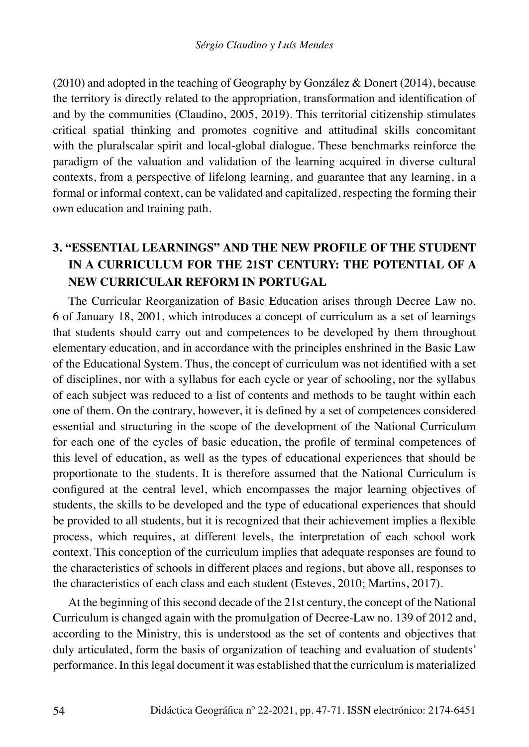(2010) and adopted in the teaching of Geography by González & Donert (2014), because the territory is directly related to the appropriation, transformation and identification of and by the communities (Claudino, 2005, 2019). This territorial citizenship stimulates critical spatial thinking and promotes cognitive and attitudinal skills concomitant with the pluralscalar spirit and local-global dialogue. These benchmarks reinforce the paradigm of the valuation and validation of the learning acquired in diverse cultural contexts, from a perspective of lifelong learning, and guarantee that any learning, in a formal or informal context, can be validated and capitalized, respecting the forming their own education and training path.

## 3. "ESSENTIAL LEARNINGS" AND THE NEW PROFILE OF THE STUDENT IN A CURRICULUM FOR THE 21ST CENTURY: THE POTENTIAL OF A NEW CURRICULAR REFORM IN PORTUGAL

The Curricular Reorganization of Basic Education arises through Decree Law no. 6 of January 18, 2001, which introduces a concept of curriculum as a set of learnings that students should carry out and competences to be developed by them throughout elementary education, and in accordance with the principles enshrined in the Basic Law of the Educational System. Thus, the concept of curriculum was not identified with a set of disciplines, nor with a syllabus for each cycle or year of schooling, nor the syllabus of each subject was reduced to a list of contents and methods to be taught within each one of them. On the contrary, however, it is defined by a set of competences considered essential and structuring in the scope of the development of the National Curriculum for each one of the cycles of basic education, the profile of terminal competences of this level of education, as well as the types of educational experiences that should be proportionate to the students. It is therefore assumed that the National Curriculum is configured at the central level, which encompasses the major learning objectives of students, the skills to be developed and the type of educational experiences that should be provided to all students, but it is recognized that their achievement implies a flexible process, which requires, at different levels, the interpretation of each school work context. This conception of the curriculum implies that adequate responses are found to the characteristics of schools in different places and regions, but above all, responses to the characteristics of each class and each student (Esteves, 2010; Martins, 2017).

At the beginning of this second decade of the 21st century, the concept of the National Curriculum is changed again with the promulgation of Decree-Law no. 139 of 2012 and, according to the Ministry, this is understood as the set of contents and objectives that duly articulated, form the basis of organization of teaching and evaluation of students' performance. In this legal document it was established that the curriculum is materialized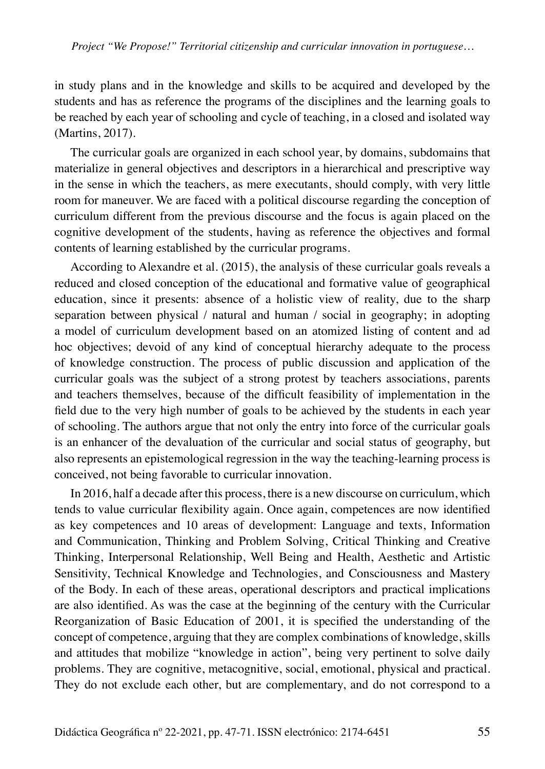in study plans and in the knowledge and skills to be acquired and developed by the students and has as reference the programs of the disciplines and the learning goals to be reached by each year of schooling and cycle of teaching, in a closed and isolated way (Martins, 2017).

The curricular goals are organized in each school year, by domains, subdomains that materialize in general objectives and descriptors in a hierarchical and prescriptive way in the sense in which the teachers, as mere executants, should comply, with very little room for maneuver. We are faced with a political discourse regarding the conception of curriculum different from the previous discourse and the focus is again placed on the cognitive development of the students, having as reference the objectives and formal contents of learning established by the curricular programs.

According to Alexandre et al. (2015), the analysis of these curricular goals reveals a reduced and closed conception of the educational and formative value of geographical education, since it presents: absence of a holistic view of reality, due to the sharp separation between physical / natural and human / social in geography; in adopting a model of curriculum development based on an atomized listing of content and ad hoc objectives; devoid of any kind of conceptual hierarchy adequate to the process of knowledge construction. The process of public discussion and application of the curricular goals was the subject of a strong protest by teachers associations, parents and teachers themselves, because of the difficult feasibility of implementation in the field due to the very high number of goals to be achieved by the students in each year of schooling. The authors argue that not only the entry into force of the curricular goals is an enhancer of the devaluation of the curricular and social status of geography, but also represents an epistemological regression in the way the teaching-learning process is conceived, not being favorable to curricular innovation.

In 2016, half a decade after this process, there is a new discourse on curriculum, which tends to value curricular flexibility again. Once again, competences are now identified as key competences and 10 areas of development: Language and texts, Information and Communication, Thinking and Problem Solving, Critical Thinking and Creative Thinking, Interpersonal Relationship, Well Being and Health, Aesthetic and Artistic Sensitivity, Technical Knowledge and Technologies, and Consciousness and Mastery of the Body. In each of these areas, operational descriptors and practical implications are also identified. As was the case at the beginning of the century with the Curricular Reorganization of Basic Education of 2001, it is specified the understanding of the concept of competence, arguing that they are complex combinations of knowledge, skills and attitudes that mobilize "knowledge in action", being very pertinent to solve daily problems. They are cognitive, metacognitive, social, emotional, physical and practical. They do not exclude each other, but are complementary, and do not correspond to a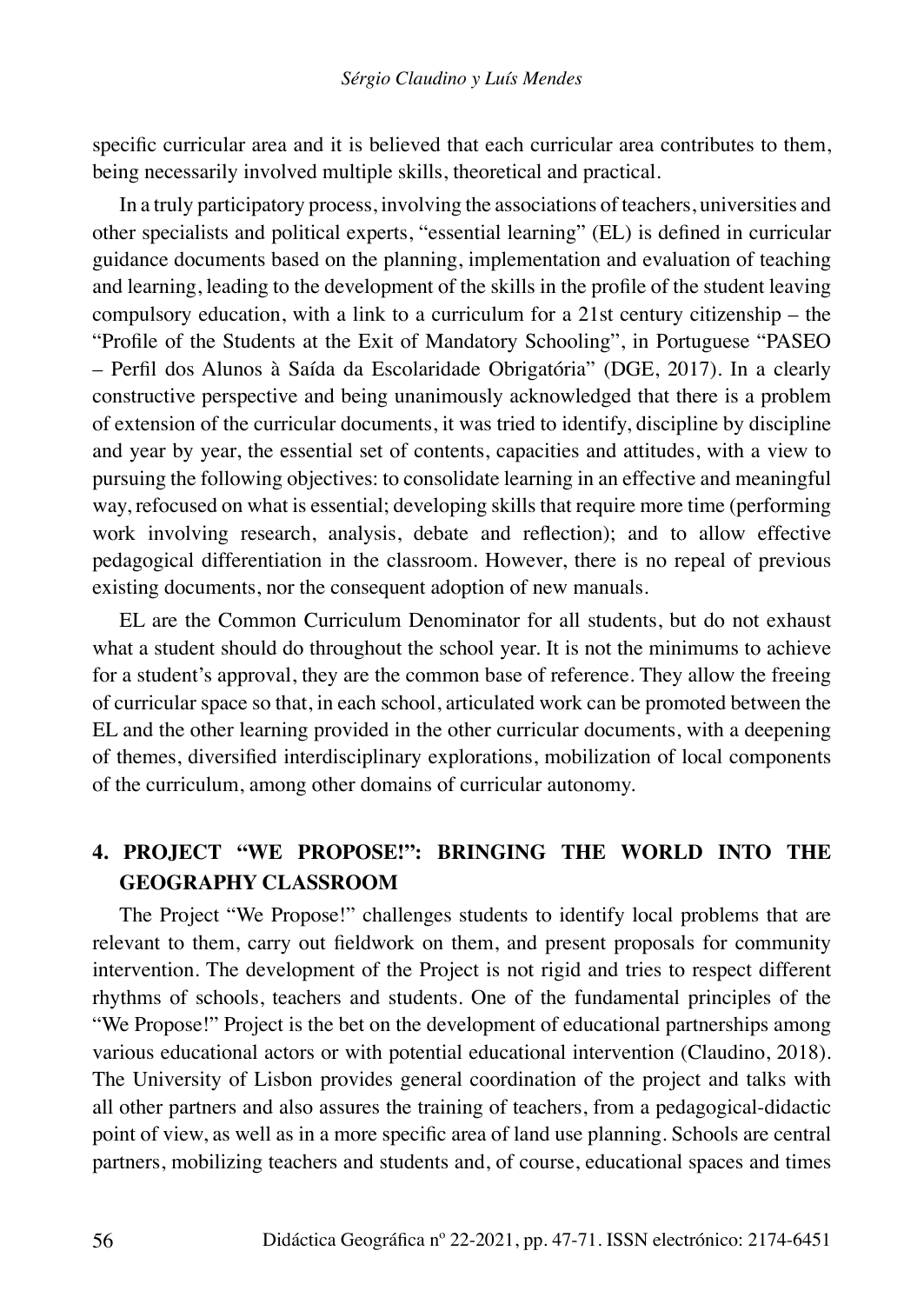specific curricular area and it is believed that each curricular area contributes to them, being necessarily involved multiple skills, theoretical and practical.

In a truly participatory process, involving the associations of teachers, universities and other specialists and political experts, "essential learning" (EL) is defined in curricular guidance documents based on the planning, implementation and evaluation of teaching and learning, leading to the development of the skills in the profile of the student leaving compulsory education, with a link to a curriculum for a 21st century citizenship – the "Profile of the Students at the Exit of Mandatory Schooling", in Portuguese "PASEO – Perfil dos Alunos à Saída da Escolaridade Obrigatória" (DGE, 2017). In a clearly constructive perspective and being unanimously acknowledged that there is a problem of extension of the curricular documents, it was tried to identify, discipline by discipline and year by year, the essential set of contents, capacities and attitudes, with a view to pursuing the following objectives: to consolidate learning in an effective and meaningful way, refocused on what is essential; developing skills that require more time (performing work involving research, analysis, debate and reflection); and to allow effective pedagogical differentiation in the classroom. However, there is no repeal of previous existing documents, nor the consequent adoption of new manuals.

EL are the Common Curriculum Denominator for all students, but do not exhaust what a student should do throughout the school year. It is not the minimums to achieve for a student's approval, they are the common base of reference. They allow the freeing of curricular space so that, in each school, articulated work can be promoted between the EL and the other learning provided in the other curricular documents, with a deepening of themes, diversified interdisciplinary explorations, mobilization of local components of the curriculum, among other domains of curricular autonomy.

## 4. PROJECT "WE PROPOSE!": BRINGING THE WORLD INTO THE GEOGRAPHY CLASSROOM

The Project "We Propose!" challenges students to identify local problems that are relevant to them, carry out fieldwork on them, and present proposals for community intervention. The development of the Project is not rigid and tries to respect different rhythms of schools, teachers and students. One of the fundamental principles of the "We Propose!" Project is the bet on the development of educational partnerships among various educational actors or with potential educational intervention (Claudino, 2018). The University of Lisbon provides general coordination of the project and talks with all other partners and also assures the training of teachers, from a pedagogical-didactic point of view, as well as in a more specific area of land use planning. Schools are central partners, mobilizing teachers and students and, of course, educational spaces and times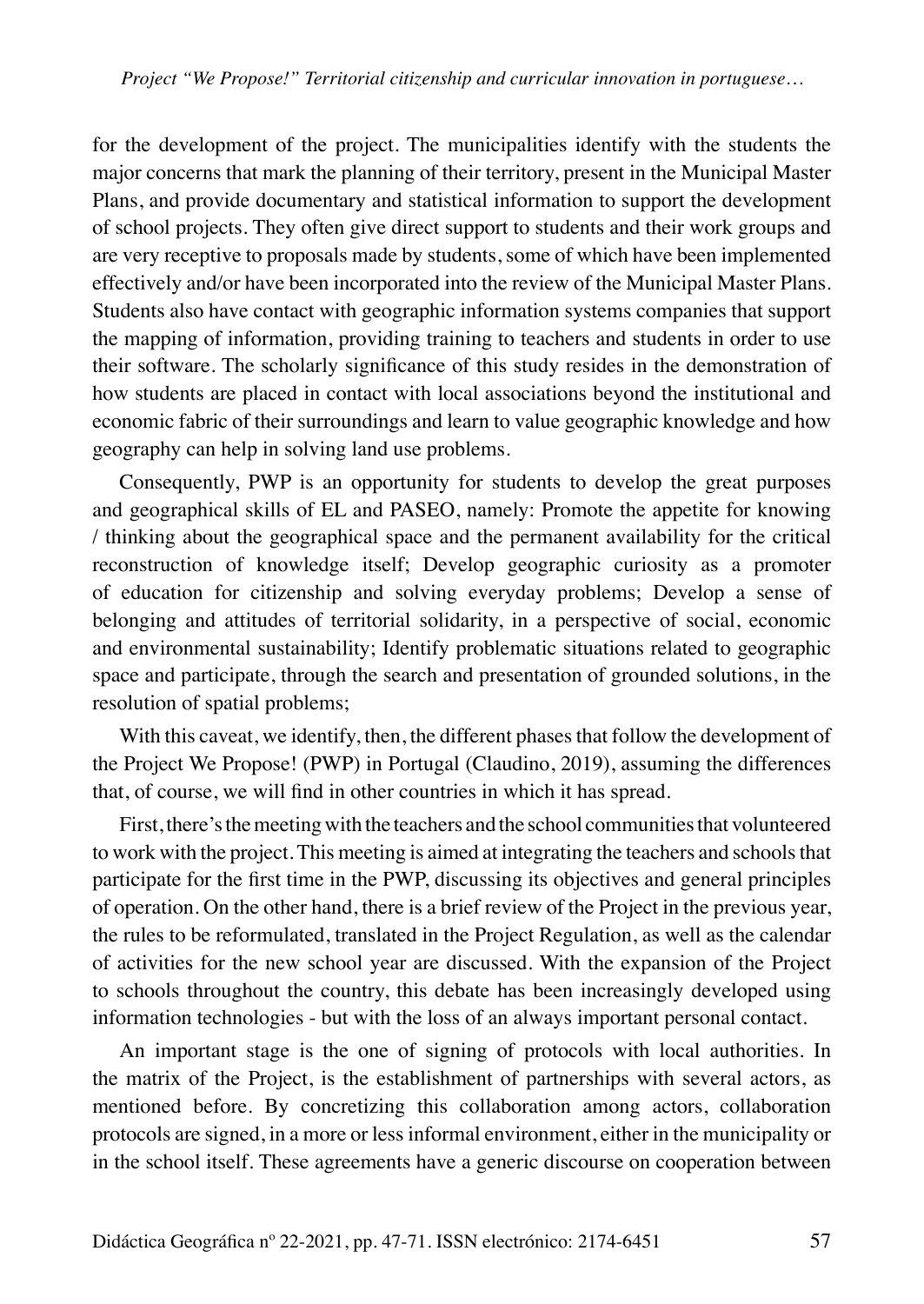for the development of the project. The municipalities identify with the students the major concerns that mark the planning of their territory, present in the Municipal Master Plans, and provide documentary and statistical information to support the development of school projects. They often give direct support to students and their work groups and are very receptive to proposals made by students, some of which have been implemented effectively and/or have been incorporated into the review of the Municipal Master Plans. Students also have contact with geographic information systems companies that support the mapping of information, providing training to teachers and students in order to use their software. The scholarly significance of this study resides in the demonstration of how students are placed in contact with local associations beyond the institutional and economic fabric of their surroundings and learn to value geographic knowledge and how geography can help in solving land use problems.

Consequently, PWP is an opportunity for students to develop the great purposes and geographical skills of EL and PASEO, namely: Promote the appetite for knowing / thinking about the geographical space and the permanent availability for the critical reconstruction of knowledge itself; Develop geographic curiosity as a promoter of education for citizenship and solving everyday problems; Develop a sense of belonging and attitudes of territorial solidarity, in a perspective of social, economic and environmental sustainability; Identify problematic situations related to geographic space and participate, through the search and presentation of grounded solutions, in the resolution of spatial problems;

With this caveat, we identify, then, the different phases that follow the development of the Project We Propose! (PWP) in Portugal (Claudino, 2019), assuming the differences that, of course, we will find in other countries in which it has spread.

First, there's the meeting with the teachers and the school communities that volunteered to work with the project. This meeting is aimed at integrating the teachers and schools that participate for the first time in the PWP, discussing its objectives and general principles of operation. On the other hand, there is a brief review of the Project in the previous year, the rules to be reformulated, translated in the Project Regulation, as well as the calendar of activities for the new school year are discussed. With the expansion of the Project to schools throughout the country, this debate has been increasingly developed using information technologies - but with the loss of an always important personal contact.

An important stage is the one of signing of protocols with local authorities. In the matrix of the Project, is the establishment of partnerships with several actors, as mentioned before. By concretizing this collaboration among actors, collaboration protocols are signed, in a more or less informal environment, either in the municipality or in the school itself. These agreements have a generic discourse on cooperation between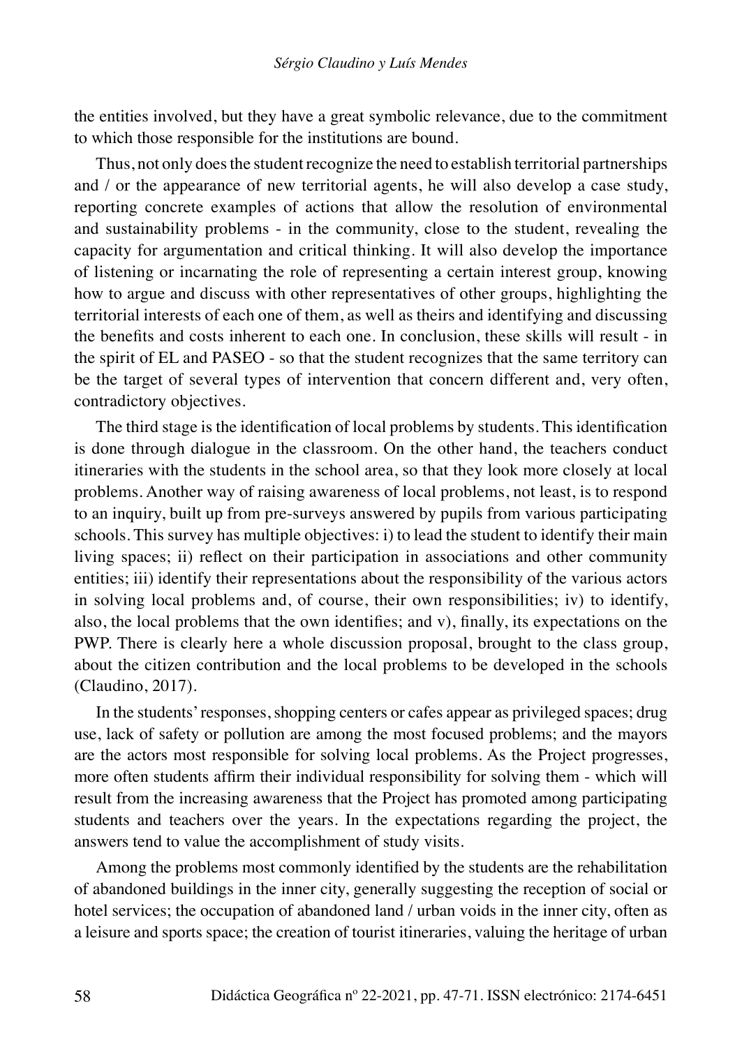the entities involved, but they have a great symbolic relevance, due to the commitment to which those responsible for the institutions are bound.

Thus, not only does the student recognize the need to establish territorial partnerships and / or the appearance of new territorial agents, he will also develop a case study, reporting concrete examples of actions that allow the resolution of environmental and sustainability problems - in the community, close to the student, revealing the capacity for argumentation and critical thinking. It will also develop the importance of listening or incarnating the role of representing a certain interest group, knowing how to argue and discuss with other representatives of other groups, highlighting the territorial interests of each one of them, as well as theirs and identifying and discussing the benefits and costs inherent to each one. In conclusion, these skills will result - in the spirit of EL and PASEO - so that the student recognizes that the same territory can be the target of several types of intervention that concern different and, very often, contradictory objectives.

The third stage is the identification of local problems by students. This identification is done through dialogue in the classroom. On the other hand, the teachers conduct itineraries with the students in the school area, so that they look more closely at local problems. Another way of raising awareness of local problems, not least, is to respond to an inquiry, built up from pre-surveys answered by pupils from various participating schools. This survey has multiple objectives: i) to lead the student to identify their main living spaces; ii) reflect on their participation in associations and other community entities; iii) identify their representations about the responsibility of the various actors in solving local problems and, of course, their own responsibilities; iv) to identify, also, the local problems that the own identifies; and v), finally, its expectations on the PWP. There is clearly here a whole discussion proposal, brought to the class group, about the citizen contribution and the local problems to be developed in the schools (Claudino, 2017).

In the students' responses, shopping centers or cafes appear as privileged spaces; drug use, lack of safety or pollution are among the most focused problems; and the mayors are the actors most responsible for solving local problems. As the Project progresses, more often students affirm their individual responsibility for solving them - which will result from the increasing awareness that the Project has promoted among participating students and teachers over the years. In the expectations regarding the project, the answers tend to value the accomplishment of study visits.

Among the problems most commonly identified by the students are the rehabilitation of abandoned buildings in the inner city, generally suggesting the reception of social or hotel services; the occupation of abandoned land / urban voids in the inner city, often as a leisure and sports space; the creation of tourist itineraries, valuing the heritage of urban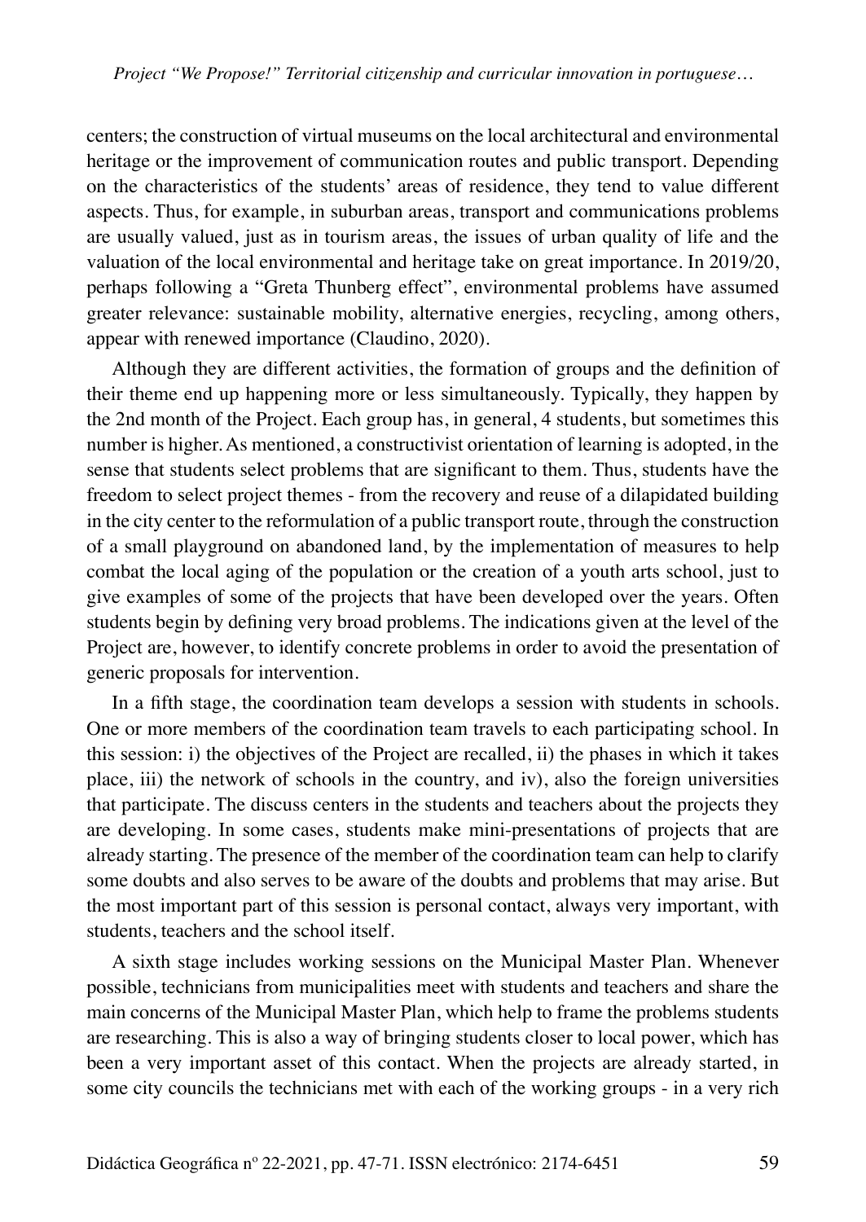centers; the construction of virtual museums on the local architectural and environmental heritage or the improvement of communication routes and public transport. Depending on the characteristics of the students' areas of residence, they tend to value different aspects. Thus, for example, in suburban areas, transport and communications problems are usually valued, just as in tourism areas, the issues of urban quality of life and the valuation of the local environmental and heritage take on great importance. In 2019/20, perhaps following a "Greta Thunberg effect", environmental problems have assumed greater relevance: sustainable mobility, alternative energies, recycling, among others, appear with renewed importance (Claudino, 2020).

Although they are different activities, the formation of groups and the definition of their theme end up happening more or less simultaneously. Typically, they happen by the 2nd month of the Project. Each group has, in general, 4 students, but sometimes this number is higher. As mentioned, a constructivist orientation of learning is adopted, in the sense that students select problems that are significant to them. Thus, students have the freedom to select project themes - from the recovery and reuse of a dilapidated building in the city center to the reformulation of a public transport route, through the construction of a small playground on abandoned land, by the implementation of measures to help combat the local aging of the population or the creation of a youth arts school, just to give examples of some of the projects that have been developed over the years. Often students begin by defining very broad problems. The indications given at the level of the Project are, however, to identify concrete problems in order to avoid the presentation of generic proposals for intervention.

In a fifth stage, the coordination team develops a session with students in schools. One or more members of the coordination team travels to each participating school. In this session: i) the objectives of the Project are recalled, ii) the phases in which it takes place, iii) the network of schools in the country, and iv), also the foreign universities that participate. The discuss centers in the students and teachers about the projects they are developing. In some cases, students make mini-presentations of projects that are already starting. The presence of the member of the coordination team can help to clarify some doubts and also serves to be aware of the doubts and problems that may arise. But the most important part of this session is personal contact, always very important, with students, teachers and the school itself.

A sixth stage includes working sessions on the Municipal Master Plan. Whenever possible, technicians from municipalities meet with students and teachers and share the main concerns of the Municipal Master Plan, which help to frame the problems students are researching. This is also a way of bringing students closer to local power, which has been a very important asset of this contact. When the projects are already started, in some city councils the technicians met with each of the working groups - in a very rich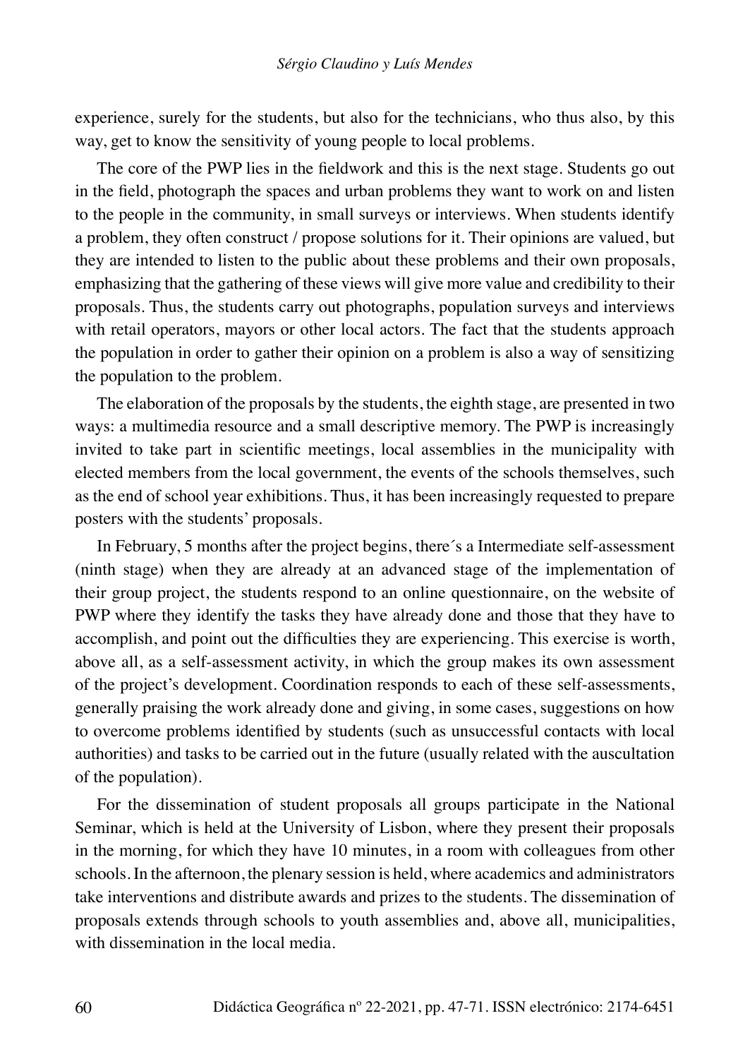experience, surely for the students, but also for the technicians, who thus also, by this way, get to know the sensitivity of young people to local problems.

The core of the PWP lies in the fieldwork and this is the next stage. Students go out in the field, photograph the spaces and urban problems they want to work on and listen to the people in the community, in small surveys or interviews. When students identify a problem, they often construct / propose solutions for it. Their opinions are valued, but they are intended to listen to the public about these problems and their own proposals, emphasizing that the gathering of these views will give more value and credibility to their proposals. Thus, the students carry out photographs, population surveys and interviews with retail operators, mayors or other local actors. The fact that the students approach the population in order to gather their opinion on a problem is also a way of sensitizing the population to the problem.

The elaboration of the proposals by the students, the eighth stage, are presented in two ways: a multimedia resource and a small descriptive memory. The PWP is increasingly invited to take part in scientific meetings, local assemblies in the municipality with elected members from the local government, the events of the schools themselves, such as the end of school year exhibitions. Thus, it has been increasingly requested to prepare posters with the students' proposals.

In February, 5 months after the project begins, there´s a Intermediate self-assessment (ninth stage) when they are already at an advanced stage of the implementation of their group project, the students respond to an online questionnaire, on the website of PWP where they identify the tasks they have already done and those that they have to accomplish, and point out the difficulties they are experiencing. This exercise is worth, above all, as a self-assessment activity, in which the group makes its own assessment of the project's development. Coordination responds to each of these self-assessments, generally praising the work already done and giving, in some cases, suggestions on how to overcome problems identified by students (such as unsuccessful contacts with local authorities) and tasks to be carried out in the future (usually related with the auscultation of the population).

For the dissemination of student proposals all groups participate in the National Seminar, which is held at the University of Lisbon, where they present their proposals in the morning, for which they have 10 minutes, in a room with colleagues from other schools. In the afternoon, the plenary session is held, where academics and administrators take interventions and distribute awards and prizes to the students. The dissemination of proposals extends through schools to youth assemblies and, above all, municipalities, with dissemination in the local media.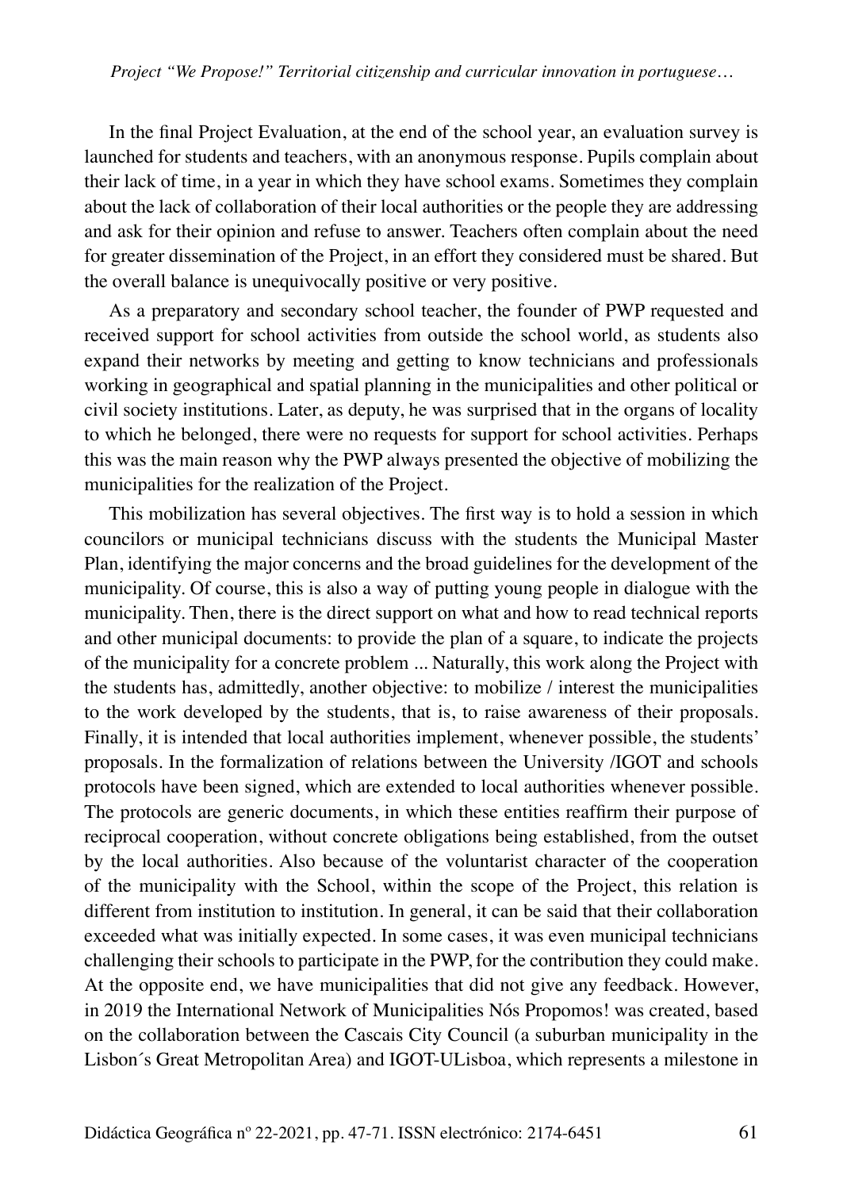In the final Project Evaluation, at the end of the school year, an evaluation survey is launched for students and teachers, with an anonymous response. Pupils complain about their lack of time, in a year in which they have school exams. Sometimes they complain about the lack of collaboration of their local authorities or the people they are addressing and ask for their opinion and refuse to answer. Teachers often complain about the need for greater dissemination of the Project, in an effort they considered must be shared. But the overall balance is unequivocally positive or very positive.

As a preparatory and secondary school teacher, the founder of PWP requested and received support for school activities from outside the school world, as students also expand their networks by meeting and getting to know technicians and professionals working in geographical and spatial planning in the municipalities and other political or civil society institutions. Later, as deputy, he was surprised that in the organs of locality to which he belonged, there were no requests for support for school activities. Perhaps this was the main reason why the PWP always presented the objective of mobilizing the municipalities for the realization of the Project.

This mobilization has several objectives. The first way is to hold a session in which councilors or municipal technicians discuss with the students the Municipal Master Plan, identifying the major concerns and the broad guidelines for the development of the municipality. Of course, this is also a way of putting young people in dialogue with the municipality. Then, there is the direct support on what and how to read technical reports and other municipal documents: to provide the plan of a square, to indicate the projects of the municipality for a concrete problem ... Naturally, this work along the Project with the students has, admittedly, another objective: to mobilize / interest the municipalities to the work developed by the students, that is, to raise awareness of their proposals. Finally, it is intended that local authorities implement, whenever possible, the students' proposals. In the formalization of relations between the University /IGOT and schools protocols have been signed, which are extended to local authorities whenever possible. The protocols are generic documents, in which these entities reaffirm their purpose of reciprocal cooperation, without concrete obligations being established, from the outset by the local authorities. Also because of the voluntarist character of the cooperation of the municipality with the School, within the scope of the Project, this relation is different from institution to institution. In general, it can be said that their collaboration exceeded what was initially expected. In some cases, it was even municipal technicians challenging their schools to participate in the PWP, for the contribution they could make. At the opposite end, we have municipalities that did not give any feedback. However, in 2019 the International Network of Municipalities Nós Propomos! was created, based on the collaboration between the Cascais City Council (a suburban municipality in the Lisbon´s Great Metropolitan Area) and IGOT-ULisboa, which represents a milestone in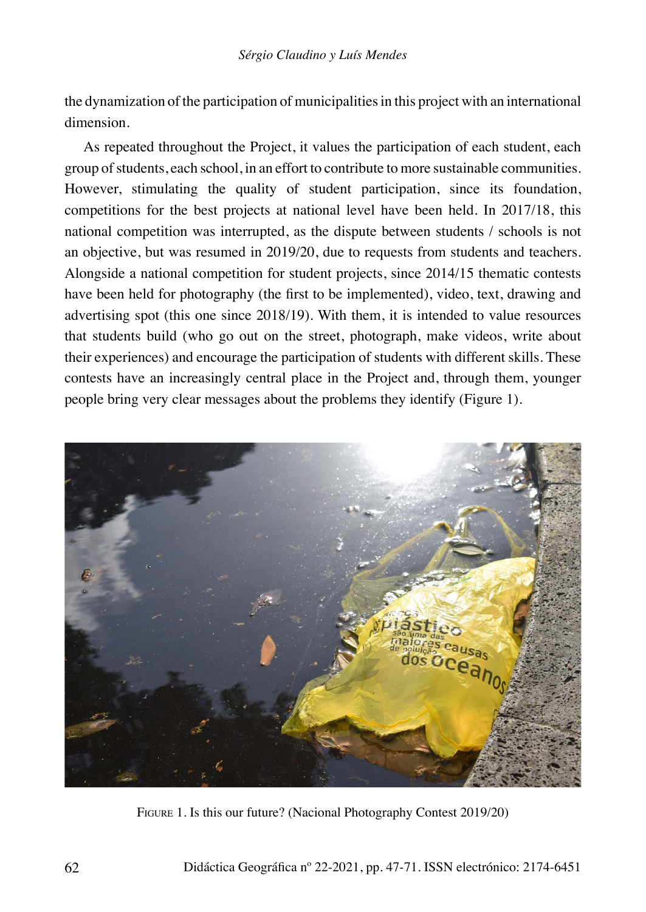the dynamization of the participation of municipalities in this project with an international dimension.

As repeated throughout the Project, it values the participation of each student, each group of students, each school, in an effort to contribute to more sustainable communities. However, stimulating the quality of student participation, since its foundation, competitions for the best projects at national level have been held. In 2017/18, this national competition was interrupted, as the dispute between students / schools is not an objective, but was resumed in 2019/20, due to requests from students and teachers. Alongside a national competition for student projects, since 2014/15 thematic contests have been held for photography (the first to be implemented), video, text, drawing and advertising spot (this one since 2018/19). With them, it is intended to value resources that students build (who go out on the street, photograph, make videos, write about their experiences) and encourage the participation of students with different skills. These contests have an increasingly central place in the Project and, through them, younger people bring very clear messages about the problems they identify (Figure 1).

FIGURE 1. Is this our future? (Nacional Photography Contest 2019/20)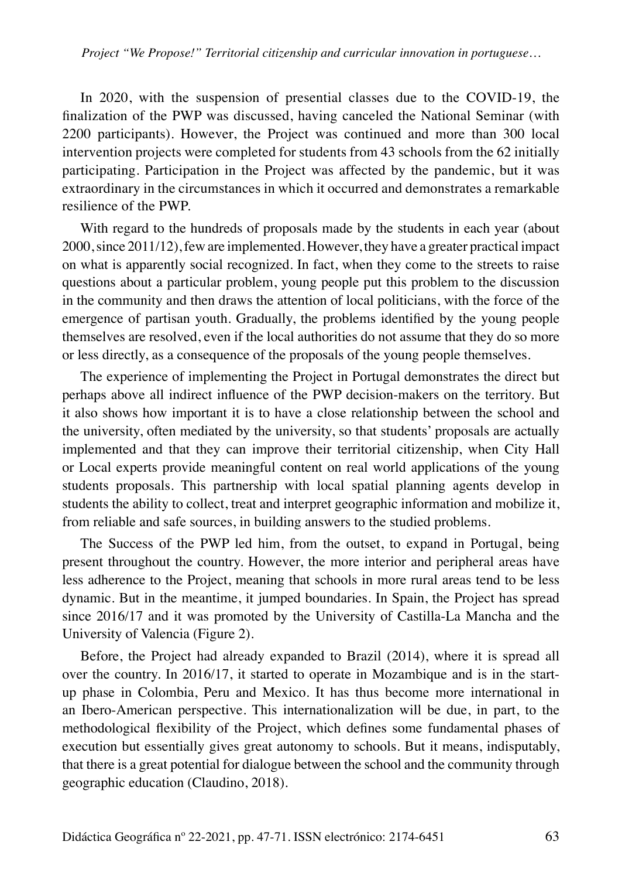In 2020, with the suspension of presential classes due to the COVID-19, the finalization of the PWP was discussed, having canceled the National Seminar (with 2200 participants). However, the Project was continued and more than 300 local intervention projects were completed for students from 43 schools from the 62 initially participating. Participation in the Project was affected by the pandemic, but it was extraordinary in the circumstances in which it occurred and demonstrates a remarkable resilience of the PWP.

With regard to the hundreds of proposals made by the students in each year (about 2000, since 2011/12), few are implemented. However, they have a greater practical impact on what is apparently social recognized. In fact, when they come to the streets to raise questions about a particular problem, young people put this problem to the discussion in the community and then draws the attention of local politicians, with the force of the emergence of partisan youth. Gradually, the problems identified by the young people themselves are resolved, even if the local authorities do not assume that they do so more or less directly, as a consequence of the proposals of the young people themselves.

The experience of implementing the Project in Portugal demonstrates the direct but perhaps above all indirect influence of the PWP decision-makers on the territory. But it also shows how important it is to have a close relationship between the school and the university, often mediated by the university, so that students' proposals are actually implemented and that they can improve their territorial citizenship, when City Hall or Local experts provide meaningful content on real world applications of the young students proposals. This partnership with local spatial planning agents develop in students the ability to collect, treat and interpret geographic information and mobilize it, from reliable and safe sources, in building answers to the studied problems.

The Success of the PWP led him, from the outset, to expand in Portugal, being present throughout the country. However, the more interior and peripheral areas have less adherence to the Project, meaning that schools in more rural areas tend to be less dynamic. But in the meantime, it jumped boundaries. In Spain, the Project has spread since 2016/17 and it was promoted by the University of Castilla-La Mancha and the University of Valencia (Figure 2).

Before, the Project had already expanded to Brazil (2014), where it is spread all over the country. In 2016/17, it started to operate in Mozambique and is in the start-up phase in Colombia, Peru and Mexico. It has thus become more international in an Ibero-American perspective. This internationalization will be due, in part, to the methodological flexibility of the Project, which defines some fundamental phases of execution but essentially gives great autonomy to schools. But it means, indisputably, that there is a great potential for dialogue between the school and the community through geographic education (Claudino, 2018).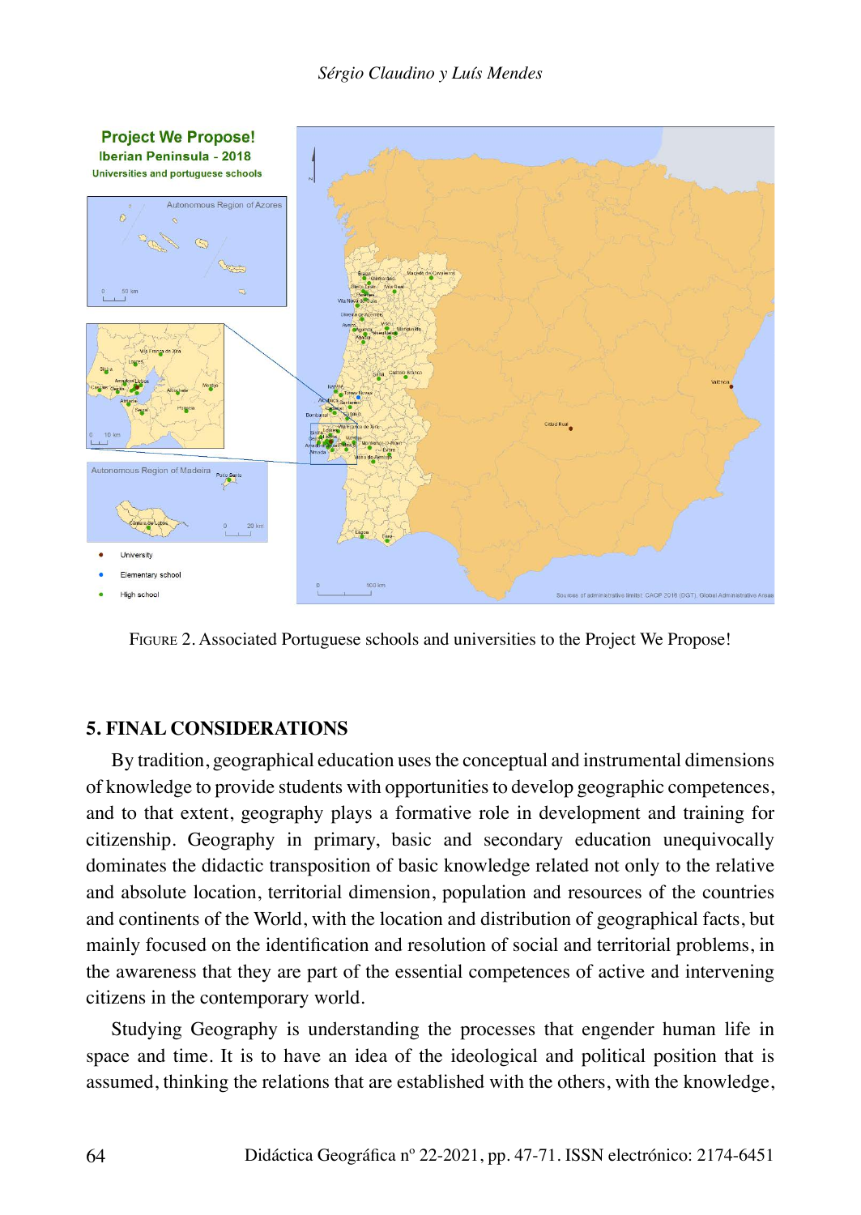Figure 2. Associated Portuguese schools and universities to the Project We Propose!

## 5. FINAL CONSIDERATIONS

By tradition, geographical education uses the conceptual and instrumental dimensions of knowledge to provide students with opportunities to develop geographic competences, and to that extent, geography plays a formative role in development and training for citizenship. Geography in primary, basic and secondary education unequivocally dominates the didactic transposition of basic knowledge related not only to the relative and absolute location, territorial dimension, population and resources of the countries and continents of the World, with the location and distribution of geographical facts, but mainly focused on the identification and resolution of social and territorial problems, in the awareness that they are part of the essential competences of active and intervening citizens in the contemporary world.

Studying Geography is understanding the processes that engender human life in space and time. It is to have an idea of the ideological and political position that is assumed, thinking the relations that are established with the others, with the knowledge,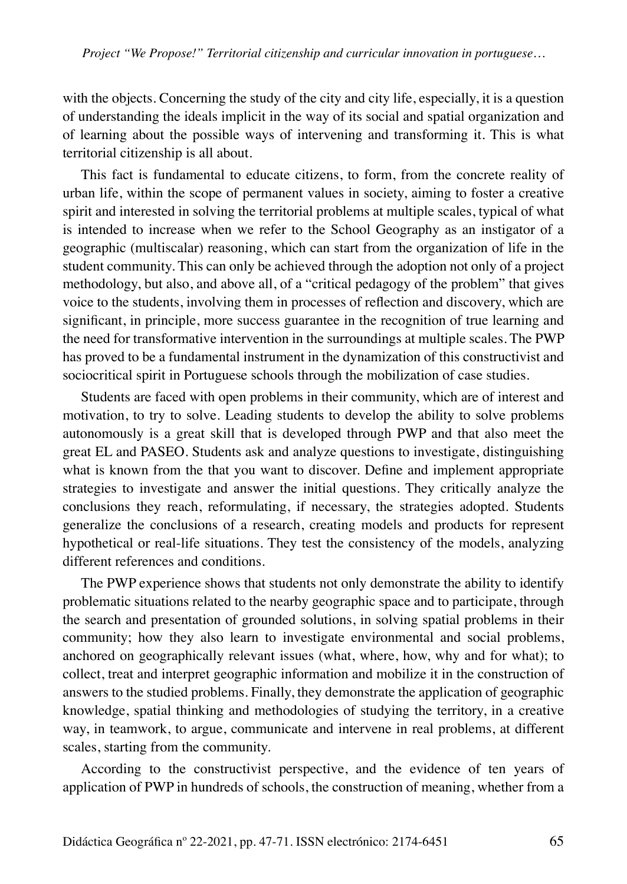with the objects. Concerning the study of the city and city life, especially, it is a question of understanding the ideals implicit in the way of its social and spatial organization and of learning about the possible ways of intervening and transforming it. This is what territorial citizenship is all about.

This fact is fundamental to educate citizens, to form, from the concrete reality of urban life, within the scope of permanent values in society, aiming to foster a creative spirit and interested in solving the territorial problems at multiple scales, typical of what is intended to increase when we refer to the School Geography as an instigator of a geographic (multiscalar) reasoning, which can start from the organization of life in the student community. This can only be achieved through the adoption not only of a project methodology, but also, and above all, of a "critical pedagogy of the problem" that gives voice to the students, involving them in processes of reflection and discovery, which are significant, in principle, more success guarantee in the recognition of true learning and the need for transformative intervention in the surroundings at multiple scales. The PWP has proved to be a fundamental instrument in the dynamization of this constructivist and sociocritical spirit in Portuguese schools through the mobilization of case studies.

Students are faced with open problems in their community, which are of interest and motivation, to try to solve. Leading students to develop the ability to solve problems autonomously is a great skill that is developed through PWP and that also meet the great EL and PASEO. Students ask and analyze questions to investigate, distinguishing what is known from the that you want to discover. Define and implement appropriate strategies to investigate and answer the initial questions. They critically analyze the conclusions they reach, reformulating, if necessary, the strategies adopted. Students generalize the conclusions of a research, creating models and products for represent hypothetical or real-life situations. They test the consistency of the models, analyzing different references and conditions.

The PWP experience shows that students not only demonstrate the ability to identify problematic situations related to the nearby geographic space and to participate, through the search and presentation of grounded solutions, in solving spatial problems in their community; how they also learn to investigate environmental and social problems, anchored on geographically relevant issues (what, where, how, why and for what); to collect, treat and interpret geographic information and mobilize it in the construction of answers to the studied problems. Finally, they demonstrate the application of geographic knowledge, spatial thinking and methodologies of studying the territory, in a creative way, in teamwork, to argue, communicate and intervene in real problems, at different scales, starting from the community.

According to the constructivist perspective, and the evidence of ten years of application of PWP in hundreds of schools, the construction of meaning, whether from a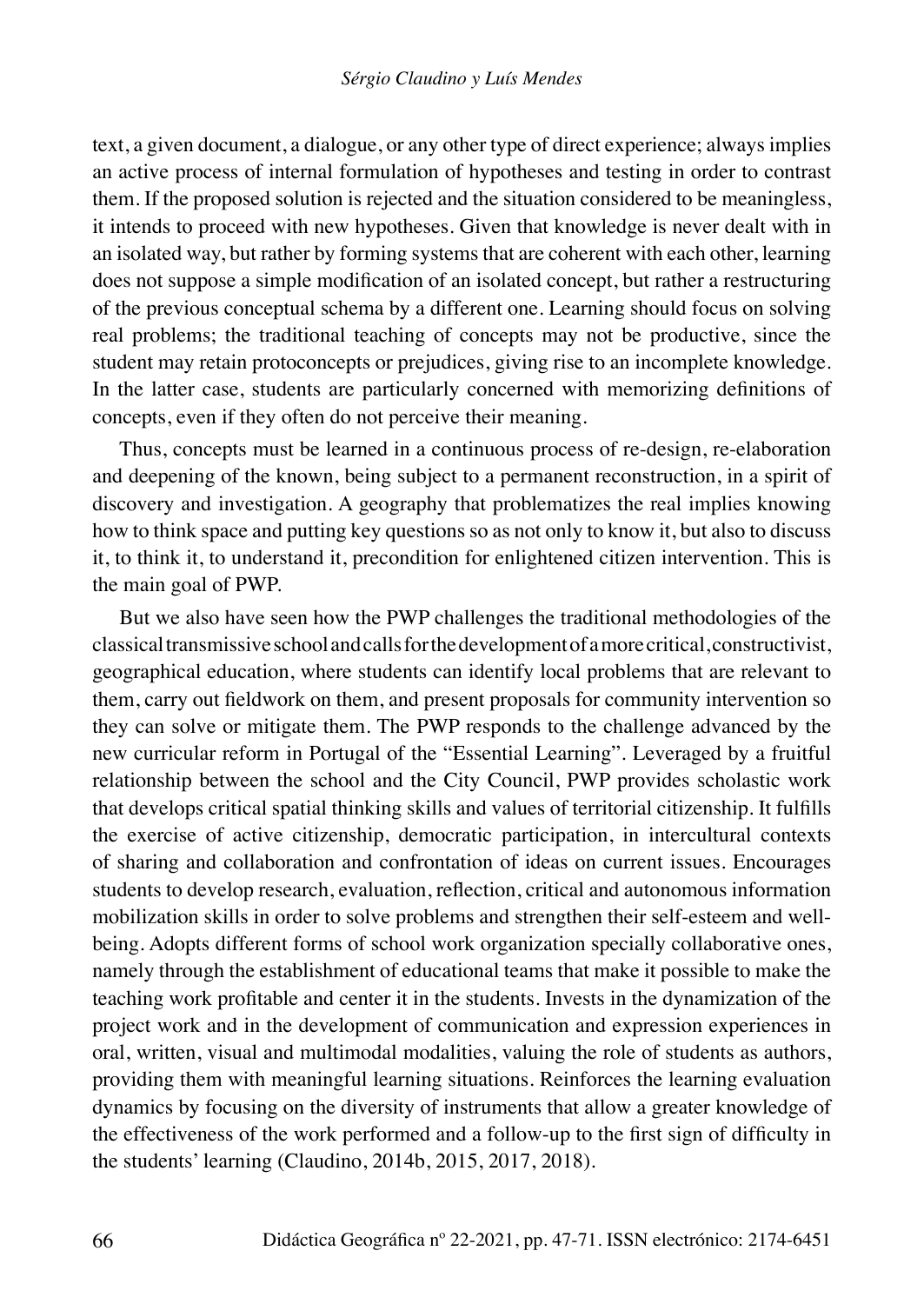text, a given document, a dialogue, or any other type of direct experience; always implies an active process of internal formulation of hypotheses and testing in order to contrast them. If the proposed solution is rejected and the situation considered to be meaningless, it intends to proceed with new hypotheses. Given that knowledge is never dealt with in an isolated way, but rather by forming systems that are coherent with each other, learning does not suppose a simple modification of an isolated concept, but rather a restructuring of the previous conceptual schema by a different one. Learning should focus on solving real problems; the traditional teaching of concepts may not be productive, since the student may retain protoconcepts or prejudices, giving rise to an incomplete knowledge. In the latter case, students are particularly concerned with memorizing definitions of concepts, even if they often do not perceive their meaning.

Thus, concepts must be learned in a continuous process of re-design, re-elaboration and deepening of the known, being subject to a permanent reconstruction, in a spirit of discovery and investigation. A geography that problematizes the real implies knowing how to think space and putting key questions so as not only to know it, but also to discuss it, to think it, to understand it, precondition for enlightened citizen intervention. This is the main goal of PWP.

But we also have seen how the PWP challenges the traditional methodologies of the classical transmissive school and calls for the development of a more critical, constructivist, geographical education, where students can identify local problems that are relevant to them, carry out fieldwork on them, and present proposals for community intervention so they can solve or mitigate them. The PWP responds to the challenge advanced by the new curricular reform in Portugal of the "Essential Learning". Leveraged by a fruitful relationship between the school and the City Council, PWP provides scholastic work that develops critical spatial thinking skills and values of territorial citizenship. It fulfills the exercise of active citizenship, democratic participation, in intercultural contexts of sharing and collaboration and confrontation of ideas on current issues. Encourages students to develop research, evaluation, reflection, critical and autonomous information mobilization skills in order to solve problems and strengthen their self-esteem and well-being. Adopts different forms of school work organization specially collaborative ones, namely through the establishment of educational teams that make it possible to make the teaching work profitable and center it in the students. Invests in the dynamization of the project work and in the development of communication and expression experiences in oral, written, visual and multimodal modalities, valuing the role of students as authors, providing them with meaningful learning situations. Reinforces the learning evaluation dynamics by focusing on the diversity of instruments that allow a greater knowledge of the effectiveness of the work performed and a follow-up to the first sign of difficulty in the students' learning (Claudino, 2014b, 2015, 2017, 2018).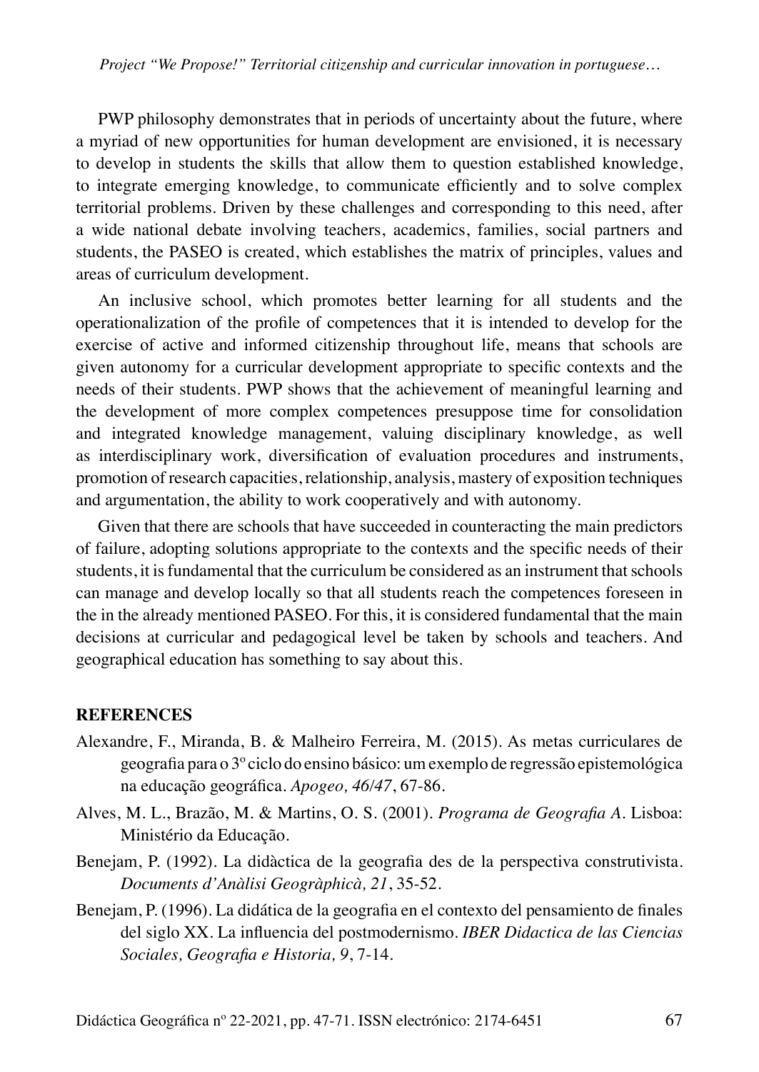PWP philosophy demonstrates that in periods of uncertainty about the future, where a myriad of new opportunities for human development are envisioned, it is necessary to develop in students the skills that allow them to question established knowledge, to integrate emerging knowledge, to communicate efficiently and to solve complex territorial problems. Driven by these challenges and corresponding to this need, after a wide national debate involving teachers, academics, families, social partners and students, the PASEO is created, which establishes the matrix of principles, values and areas of curriculum development.

An inclusive school, which promotes better learning for all students and the operationalization of the profile of competences that it is intended to develop for the exercise of active and informed citizenship throughout life, means that schools are given autonomy for a curricular development appropriate to specific contexts and the needs of their students. PWP shows that the achievement of meaningful learning and the development of more complex competences presuppose time for consolidation and integrated knowledge management, valuing disciplinary knowledge, as well as interdisciplinary work, diversification of evaluation procedures and instruments, promotion of research capacities, relationship, analysis, mastery of exposition techniques and argumentation, the ability to work cooperatively and with autonomy.

Given that there are schools that have succeeded in counteracting the main predictors of failure, adopting solutions appropriate to the contexts and the specific needs of their students, it is fundamental that the curriculum be considered as an instrument that schools can manage and develop locally so that all students reach the competences foreseen in the in the already mentioned PASEO. For this, it is considered fundamental that the main decisions at curricular and pedagogical level be taken by schools and teachers. And geographical education has something to say about this.

## REFERENCES

Alexandre, F., Miranda, B. & Malheiro Ferreira, M. (2015). As metas curriculares de geografia para o 3º ciclo do ensino básico: um exemplo de regressão epistemológica na educação geográfica. *Apogeo, 46/47*, 67-86.

Alves, M. L., Brazão, M. & Martins, O. S. (2001). *Programa de Geografia A*. Lisboa: Ministério da Educação.

Benejam, P. (1992). La didàctica de la geografia des de la perspectiva construtivista. *Documents d'Anàlisi Geogràphicà, 21*, 35-52.

Benejam, P. (1996). La didática de la geografia en el contexto del pensamiento de finales del siglo XX. La influencia del postmodernismo. *IBER Didactica de las Ciencias Sociales, Geografia e Historia, 9*, 7-14.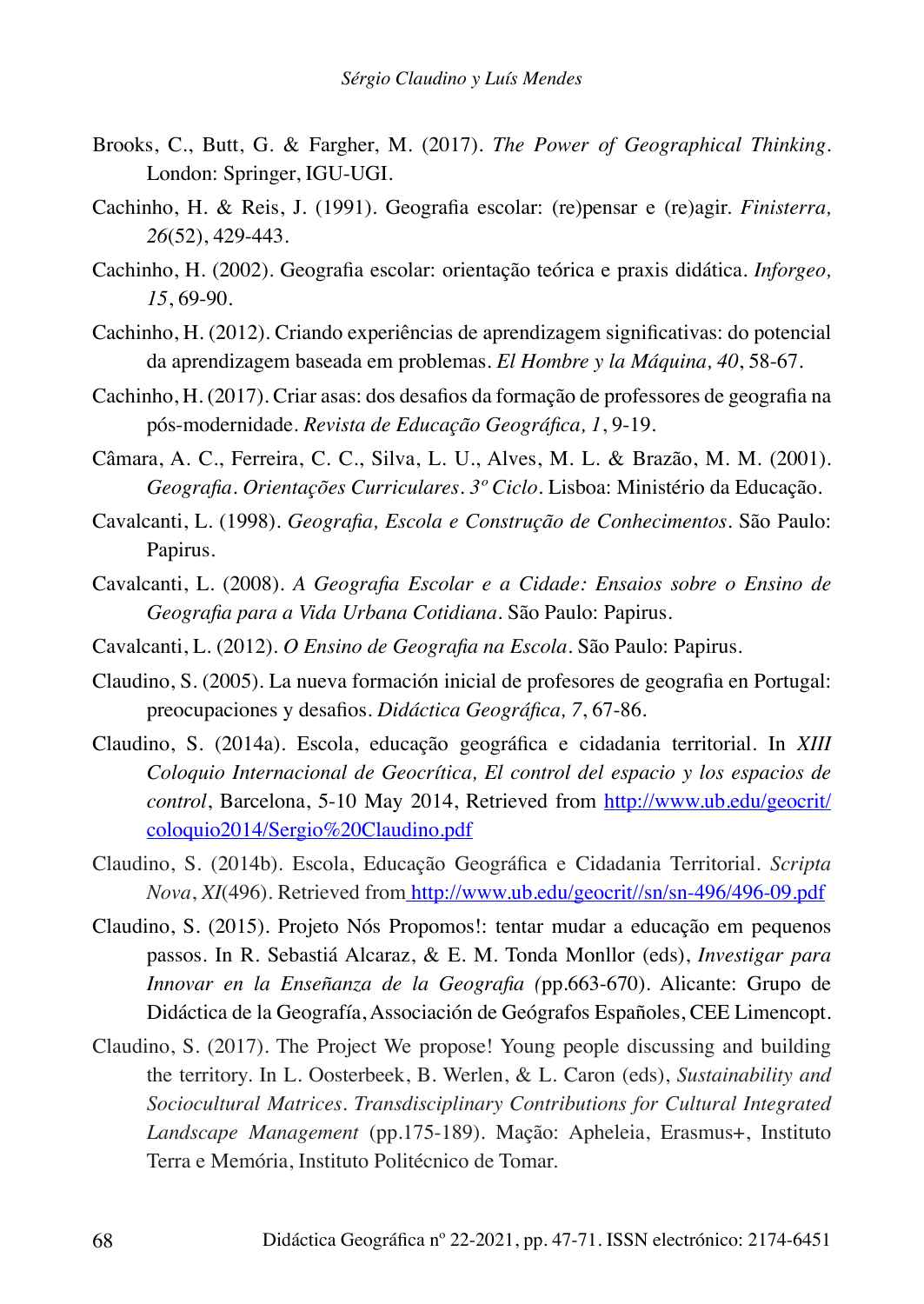Brooks, C., Butt, G. & Fargher, M. (2017). *The Power of Geographical Thinking*. London: Springer, IGU-UGI.

Cachinho, H. & Reis, J. (1991). Geografia escolar: (re)pensar e (re)agir. *Finisterra, 26*(52), 429-443.

Cachinho, H. (2002). Geografia escolar: orientação teórica e praxis didática. *Inforgeo, 15*, 69-90.

Cachinho, H. (2012). Criando experiências de aprendizagem significativas: do potencial da aprendizagem baseada em problemas. *El Hombre y la Máquina, 40*, 58-67.

Cachinho, H. (2017). Criar asas: dos desafios da formação de professores de geografia na pós-modernidade. *Revista de Educação Geográfica, 1*, 9-19.

Câmara, A. C., Ferreira, C. C., Silva, L. U., Alves, M. L. & Brazão, M. M. (2001). *Geografia. Orientações Curriculares. 3º Ciclo*. Lisboa: Ministério da Educação.

Cavalcanti, L. (1998). *Geografia, Escola e Construção de Conhecimentos*. São Paulo: Papirus.

Cavalcanti, L. (2008). *A Geografia Escolar e a Cidade: Ensaios sobre o Ensino de Geografia para a Vida Urbana Cotidiana*. São Paulo: Papirus.

Cavalcanti, L. (2012). *O Ensino de Geografia na Escola*. São Paulo: Papirus.

Claudino, S. (2005). La nueva formación inicial de profesores de geografia en Portugal: preocupaciones y desafios. *Didáctica Geográfica, 7*, 67-86.

Claudino, S. (2014a). Escola, educação geográfica e cidadania territorial. In *XIII Coloquio Internacional de Geocrítica, El control del espacio y los espacios de control*, Barcelona, 5-10 May 2014, Retrieved from http://www.ub.edu/geocrit/coloquio2014/Sergio%20Claudino.pdf

Claudino, S. (2014b). Escola, Educação Geográfica e Cidadania Territorial. *Scripta Nova*, *XI*(496). Retrieved from http://www.ub.edu/geocrit//sn/sn-496/496-09.pdf

Claudino, S. (2015). Projeto Nós Propomos!: tentar mudar a educação em pequenos passos. In R. Sebastiá Alcaraz, & E. M. Tonda Monllor (eds), *Investigar para Innovar en la Enseñanza de la Geografia (*pp.663-670). Alicante: Grupo de Didáctica de la Geografía, Associación de Geógrafos Españoles, CEE Limencopt.

Claudino, S. (2017). The Project We propose! Young people discussing and building the territory. In L. Oosterbeek, B. Werlen, & L. Caron (eds), *Sustainability and Sociocultural Matrices. Transdisciplinary Contributions for Cultural Integrated Landscape Management* (pp.175-189). Mação: Apheleia, Erasmus+, Instituto Terra e Memória, Instituto Politécnico de Tomar.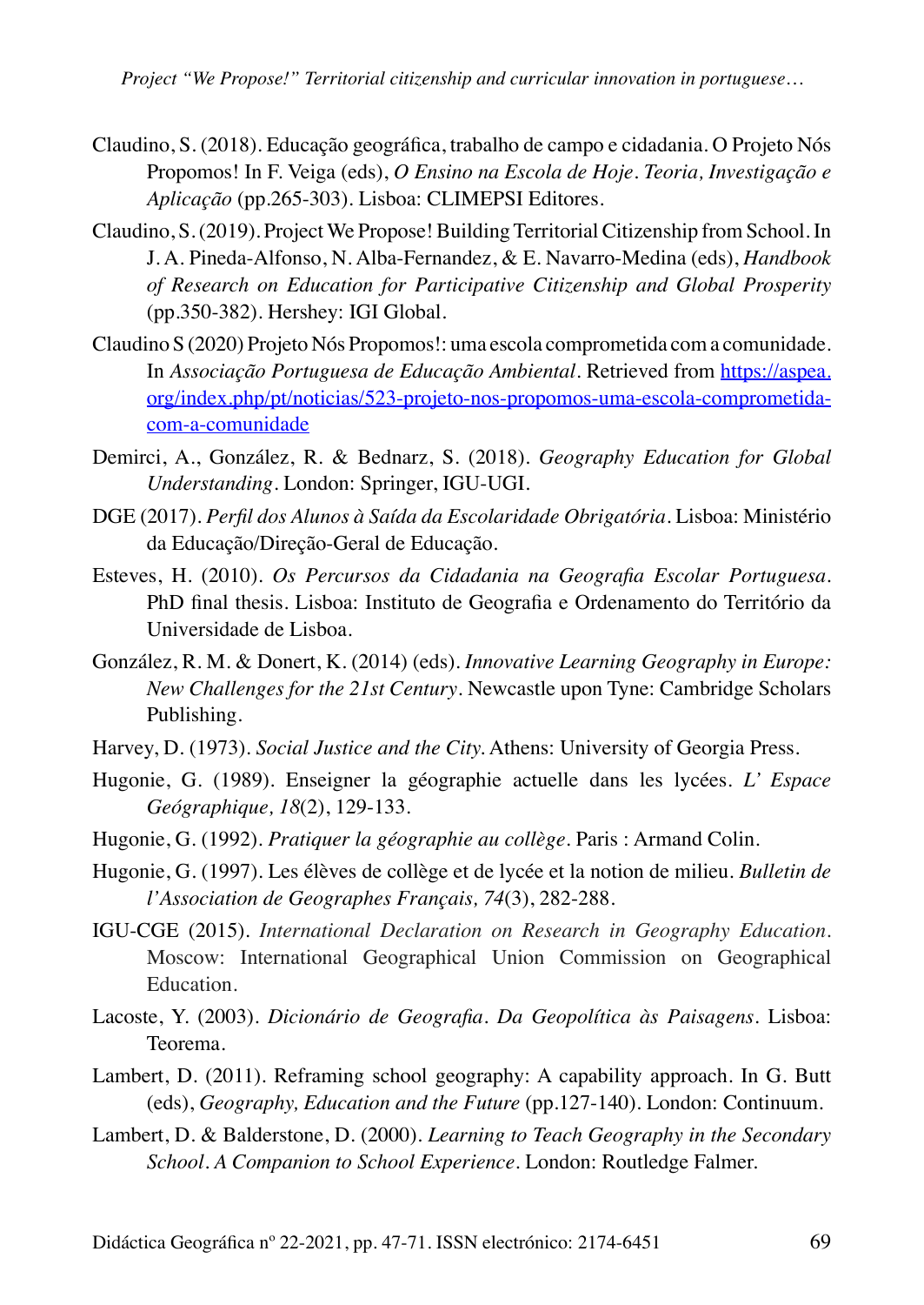Claudino, S. (2018). Educação geográfica, trabalho de campo e cidadania. O Projeto Nós Propomos! In F. Veiga (eds), *O Ensino na Escola de Hoje. Teoria, Investigação e Aplicação* (pp.265-303). Lisboa: CLIMEPSI Editores.

Claudino, S. (2019). Project We Propose! Building Territorial Citizenship from School. In J. A. Pineda-Alfonso, N. Alba-Fernandez, & E. Navarro-Medina (eds), *Handbook of Research on Education for Participative Citizenship and Global Prosperity* (pp.350-382). Hershey: IGI Global.

Claudino S (2020) Projeto Nós Propomos!: uma escola comprometida com a comunidade. In *Associação Portuguesa de Educação Ambiental*. Retrieved from [https://aspea.org/index.php/pt/noticias/523-projeto-nos-propomos-uma-escola-comprometida-com-a-comunidade](https://aspea.org/index.php/pt/noticias/523-projeto-nos-propomos-uma-escola-comprometida-com-a-comunidade)

Demirci, A., González, R. & Bednarz, S. (2018). *Geography Education for Global Understanding*. London: Springer, IGU-UGI.

DGE (2017). *Perfil dos Alunos à Saída da Escolaridade Obrigatória*. Lisboa: Ministério da Educação/Direção-Geral de Educação.

Esteves, H. (2010). *Os Percursos da Cidadania na Geografia Escolar Portuguesa*. PhD final thesis. Lisboa: Instituto de Geografia e Ordenamento do Território da Universidade de Lisboa.

González, R. M. & Donert, K. (2014) (eds). *Innovative Learning Geography in Europe: New Challenges for the 21st Century*. Newcastle upon Tyne: Cambridge Scholars Publishing.

Harvey, D. (1973). *Social Justice and the City*. Athens: University of Georgia Press.

Hugonie, G. (1989). Enseigner la géographie actuelle dans les lycées. *L' Espace Geógraphique, 18*(2), 129-133.

Hugonie, G. (1992). *Pratiquer la géographie au collège*. Paris : Armand Colin.

Hugonie, G. (1997). Les élèves de collège et de lycée et la notion de milieu. *Bulletin de l'Association de Geographes Français, 74*(3), 282-288.

IGU-CGE (2015). *International Declaration on Research in Geography Education*. Moscow: International Geographical Union Commission on Geographical Education.

Lacoste, Y. (2003). *Dicionário de Geografia. Da Geopolítica às Paisagens*. Lisboa: Teorema.

Lambert, D. (2011). Reframing school geography: A capability approach. In G. Butt (eds), *Geography, Education and the Future* (pp.127-140). London: Continuum.

Lambert, D. & Balderstone, D. (2000). *Learning to Teach Geography in the Secondary School. A Companion to School Experience*. London: Routledge Falmer.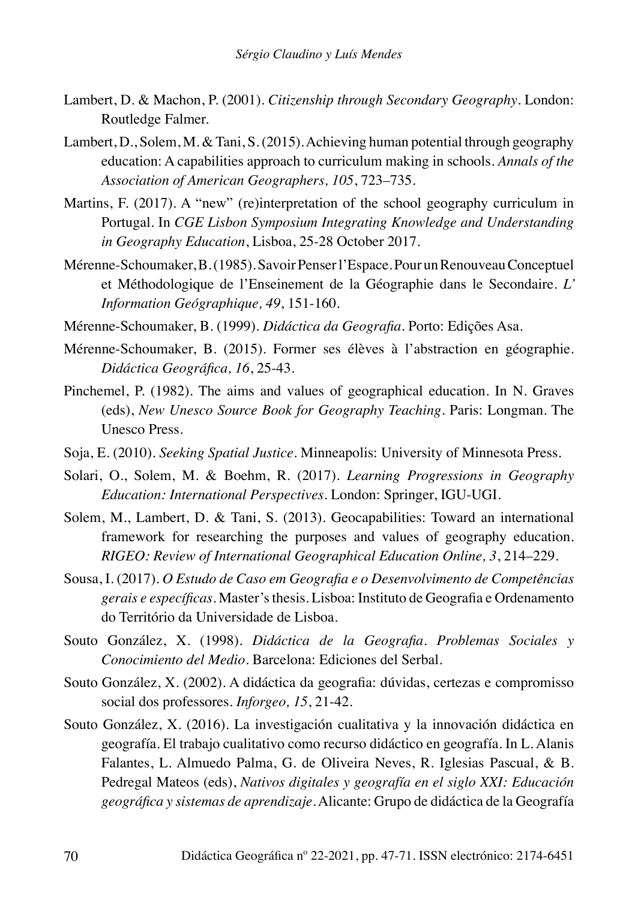Lambert, D. & Machon, P. (2001). *Citizenship through Secondary Geography*. London: Routledge Falmer.

Lambert, D., Solem, M. & Tani, S. (2015). Achieving human potential through geography education: A capabilities approach to curriculum making in schools. *Annals of the Association of American Geographers, 105*, 723–735.

Martins, F. (2017). A "new" (re)interpretation of the school geography curriculum in Portugal. In *CGE Lisbon Symposium Integrating Knowledge and Understanding in Geography Education*, Lisboa, 25-28 October 2017.

Mérenne-Schoumaker, B. (1985). Savoir Penser l'Espace. Pour un Renouveau Conceptuel et Méthodologique de l'Enseinement de la Géographie dans le Secondaire. *L' Information Geógraphique, 49*, 151-160.

Mérenne-Schoumaker, B. (1999). *Didáctica da Geografia*. Porto: Edições Asa.

Mérenne-Schoumaker, B. (2015). Former ses élèves à l'abstraction en géographie. *Didáctica Geográfica, 16*, 25-43.

Pinchemel, P. (1982). The aims and values of geographical education. In N. Graves (eds), *New Unesco Source Book for Geography Teaching*. Paris: Longman. The Unesco Press.

Soja, E. (2010). *Seeking Spatial Justice*. Minneapolis: University of Minnesota Press.

Solari, O., Solem, M. & Boehm, R. (2017). *Learning Progressions in Geography Education: International Perspectives*. London: Springer, IGU-UGI.

Solem, M., Lambert, D. & Tani, S. (2013). Geocapabilities: Toward an international framework for researching the purposes and values of geography education. *RIGEO: Review of International Geographical Education Online, 3*, 214–229.

Sousa, I. (2017). *O Estudo de Caso em Geografia e o Desenvolvimento de Competências gerais e específicas*. Master's thesis. Lisboa: Instituto de Geografia e Ordenamento do Território da Universidade de Lisboa.

Souto González, X. (1998). *Didáctica de la Geografía. Problemas Sociales y Conocimiento del Medio*. Barcelona: Ediciones del Serbal.

Souto González, X. (2002). A didáctica da geografia: dúvidas, certezas e compromisso social dos professores. *Inforgeo, 15*, 21-42.

Souto González, X. (2016). La investigación cualitativa y la innovación didáctica en geografía. El trabajo cualitativo como recurso didáctico en geografía. In L. Alanis Falantes, L. Almuedo Palma, G. de Oliveira Neves, R. Iglesias Pascual, & B. Pedregal Mateos (eds), *Nativos digitales y geografía en el siglo XXI: Educación geográfica y sistemas de aprendizaje*. Alicante: Grupo de didáctica de la Geografía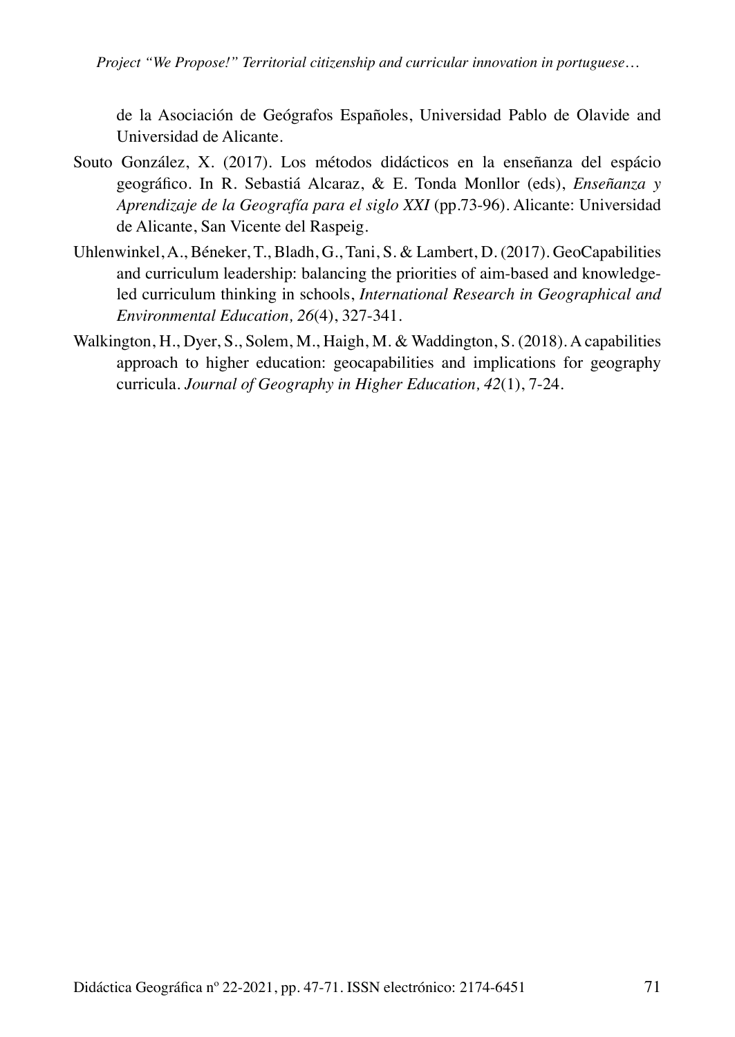de la Asociación de Geógrafos Españoles, Universidad Pablo de Olavide and Universidad de Alicante.

Souto González, X. (2017). Los métodos didácticos en la enseñanza del espácio geográfico. In R. Sebastiá Alcaraz, & E. Tonda Monllor (eds), *Enseñanza y Aprendizaje de la Geografía para el siglo XXI* (pp.73-96). Alicante: Universidad de Alicante, San Vicente del Raspeig.

Uhlenwinkel, A., Béneker, T., Bladh, G., Tani, S. & Lambert, D. (2017). GeoCapabilities and curriculum leadership: balancing the priorities of aim-based and knowledge-led curriculum thinking in schools, *International Research in Geographical and Environmental Education, 26*(4), 327-341.

Walkington, H., Dyer, S., Solem, M., Haigh, M. & Waddington, S. (2018). A capabilities approach to higher education: geocapabilities and implications for geography curricula. *Journal of Geography in Higher Education, 42*(1), 7-24.